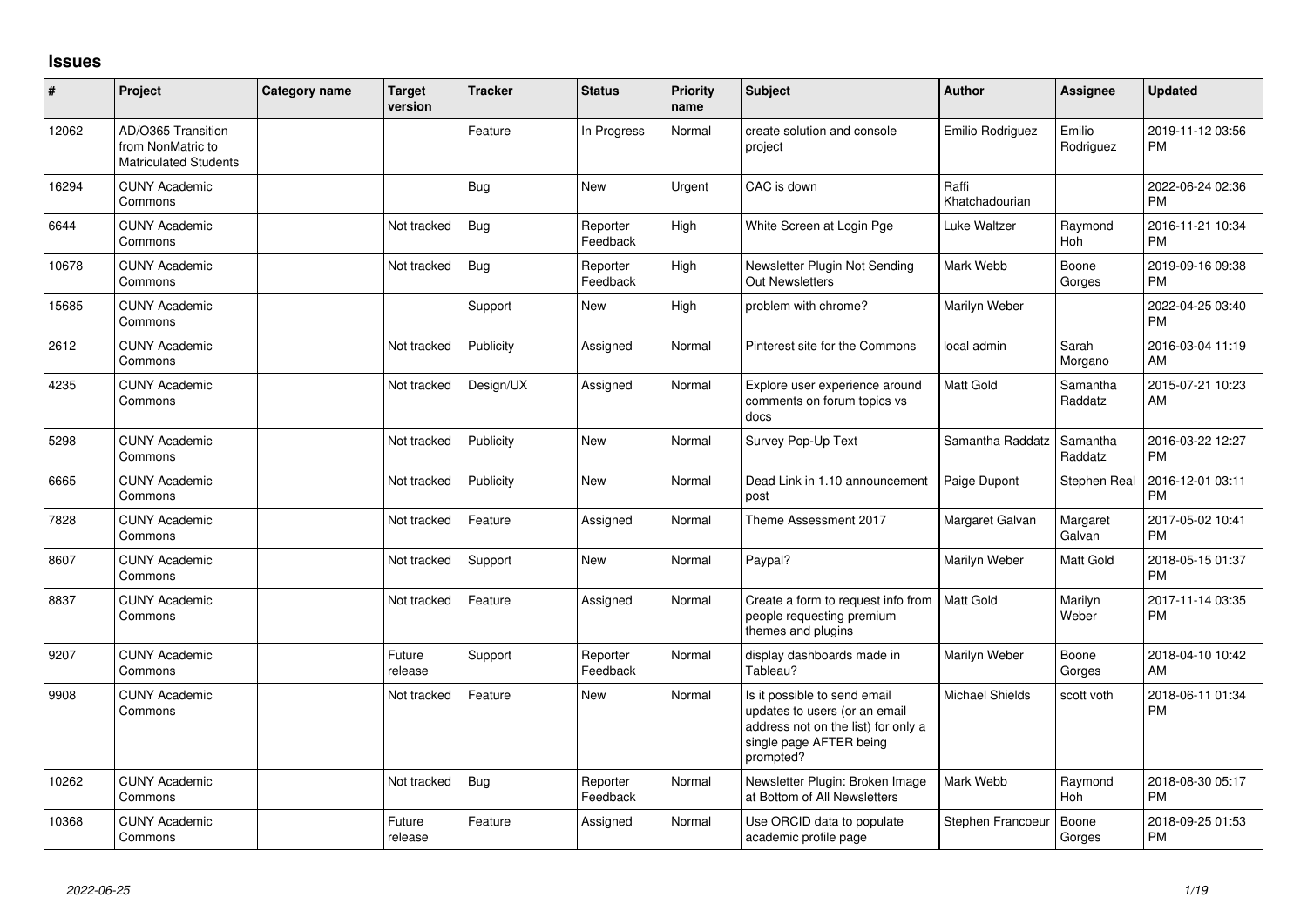## Issues

| # | Project | Category name | Target version | Tracker | Status | Priority name | Subject | Author | Assignee | Updated |
|---|---|---|---|---|---|---|---|---|---|---|
| 12062 | AD/O365 Transition from NonMatric to Matriculated Students | | | Feature | In Progress | Normal | create solution and console project | Emilio Rodriguez | Emilio Rodriguez | 2019-11-12 03:56 PM |
| 16294 | CUNY Academic Commons | | | Bug | New | Urgent | CAC is down | Raffi Khatchadourian | | 2022-06-24 02:36 PM |
| 6644 | CUNY Academic Commons | | Not tracked | Bug | Reporter Feedback | High | White Screen at Login Pge | Luke Waltzer | Raymond Hoh | 2016-11-21 10:34 PM |
| 10678 | CUNY Academic Commons | | Not tracked | Bug | Reporter Feedback | High | Newsletter Plugin Not Sending Out Newsletters | Mark Webb | Boone Gorges | 2019-09-16 09:38 PM |
| 15685 | CUNY Academic Commons | | | Support | New | High | problem with chrome? | Marilyn Weber | | 2022-04-25 03:40 PM |
| 2612 | CUNY Academic Commons | | Not tracked | Publicity | Assigned | Normal | Pinterest site for the Commons | local admin | Sarah Morgano | 2016-03-04 11:19 AM |
| 4235 | CUNY Academic Commons | | Not tracked | Design/UX | Assigned | Normal | Explore user experience around comments on forum topics vs docs | Matt Gold | Samantha Raddatz | 2015-07-21 10:23 AM |
| 5298 | CUNY Academic Commons | | Not tracked | Publicity | New | Normal | Survey Pop-Up Text | Samantha Raddatz | Samantha Raddatz | 2016-03-22 12:27 PM |
| 6665 | CUNY Academic Commons | | Not tracked | Publicity | New | Normal | Dead Link in 1.10 announcement post | Paige Dupont | Stephen Real | 2016-12-01 03:11 PM |
| 7828 | CUNY Academic Commons | | Not tracked | Feature | Assigned | Normal | Theme Assessment 2017 | Margaret Galvan | Margaret Galvan | 2017-05-02 10:41 PM |
| 8607 | CUNY Academic Commons | | Not tracked | Support | New | Normal | Paypal? | Marilyn Weber | Matt Gold | 2018-05-15 01:37 PM |
| 8837 | CUNY Academic Commons | | Not tracked | Feature | Assigned | Normal | Create a form to request info from people requesting premium themes and plugins | Matt Gold | Marilyn Weber | 2017-11-14 03:35 PM |
| 9207 | CUNY Academic Commons | | Future release | Support | Reporter Feedback | Normal | display dashboards made in Tableau? | Marilyn Weber | Boone Gorges | 2018-04-10 10:42 AM |
| 9908 | CUNY Academic Commons | | Not tracked | Feature | New | Normal | Is it possible to send email updates to users (or an email address not on the list) for only a single page AFTER being prompted? | Michael Shields | scott voth | 2018-06-11 01:34 PM |
| 10262 | CUNY Academic Commons | | Not tracked | Bug | Reporter Feedback | Normal | Newsletter Plugin: Broken Image at Bottom of All Newsletters | Mark Webb | Raymond Hoh | 2018-08-30 05:17 PM |
| 10368 | CUNY Academic Commons | | Future release | Feature | Assigned | Normal | Use ORCID data to populate academic profile page | Stephen Francoeur | Boone Gorges | 2018-09-25 01:53 PM |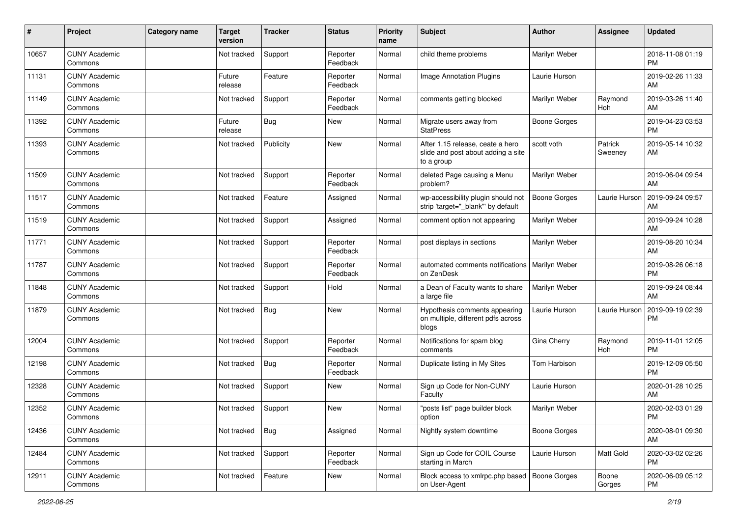| # | Project | Category name | Target version | Tracker | Status | Priority name | Subject | Author | Assignee | Updated |
|---|---|---|---|---|---|---|---|---|---|---|
| 10657 | CUNY Academic Commons | | Not tracked | Support | Reporter Feedback | Normal | child theme problems | Marilyn Weber | | 2018-11-08 01:19 PM |
| 11131 | CUNY Academic Commons | | Future release | Feature | Reporter Feedback | Normal | Image Annotation Plugins | Laurie Hurson | | 2019-02-26 11:33 AM |
| 11149 | CUNY Academic Commons | | Not tracked | Support | Reporter Feedback | Normal | comments getting blocked | Marilyn Weber | Raymond Hoh | 2019-03-26 11:40 AM |
| 11392 | CUNY Academic Commons | | Future release | Bug | New | Normal | Migrate users away from StatPress | Boone Gorges | | 2019-04-23 03:53 PM |
| 11393 | CUNY Academic Commons | | Not tracked | Publicity | New | Normal | After 1.15 release, ceate a hero slide and post about adding a site to a group | scott voth | Patrick Sweeney | 2019-05-14 10:32 AM |
| 11509 | CUNY Academic Commons | | Not tracked | Support | Reporter Feedback | Normal | deleted Page causing a Menu problem? | Marilyn Weber | | 2019-06-04 09:54 AM |
| 11517 | CUNY Academic Commons | | Not tracked | Feature | Assigned | Normal | wp-accessibility plugin should not strip 'target="_blank"' by default | Boone Gorges | Laurie Hurson | 2019-09-24 09:57 AM |
| 11519 | CUNY Academic Commons | | Not tracked | Support | Assigned | Normal | comment option not appearing | Marilyn Weber | | 2019-09-24 10:28 AM |
| 11771 | CUNY Academic Commons | | Not tracked | Support | Reporter Feedback | Normal | post displays in sections | Marilyn Weber | | 2019-08-20 10:34 AM |
| 11787 | CUNY Academic Commons | | Not tracked | Support | Reporter Feedback | Normal | automated comments notifications on ZenDesk | Marilyn Weber | | 2019-08-26 06:18 PM |
| 11848 | CUNY Academic Commons | | Not tracked | Support | Hold | Normal | a Dean of Faculty wants to share a large file | Marilyn Weber | | 2019-09-24 08:44 AM |
| 11879 | CUNY Academic Commons | | Not tracked | Bug | New | Normal | Hypothesis comments appearing on multiple, different pdfs across blogs | Laurie Hurson | Laurie Hurson | 2019-09-19 02:39 PM |
| 12004 | CUNY Academic Commons | | Not tracked | Support | Reporter Feedback | Normal | Notifications for spam blog comments | Gina Cherry | Raymond Hoh | 2019-11-01 12:05 PM |
| 12198 | CUNY Academic Commons | | Not tracked | Bug | Reporter Feedback | Normal | Duplicate listing in My Sites | Tom Harbison | | 2019-12-09 05:50 PM |
| 12328 | CUNY Academic Commons | | Not tracked | Support | New | Normal | Sign up Code for Non-CUNY Faculty | Laurie Hurson | | 2020-01-28 10:25 AM |
| 12352 | CUNY Academic Commons | | Not tracked | Support | New | Normal | "posts list" page builder block option | Marilyn Weber | | 2020-02-03 01:29 PM |
| 12436 | CUNY Academic Commons | | Not tracked | Bug | Assigned | Normal | Nightly system downtime | Boone Gorges | | 2020-08-01 09:30 AM |
| 12484 | CUNY Academic Commons | | Not tracked | Support | Reporter Feedback | Normal | Sign up Code for COIL Course starting in March | Laurie Hurson | Matt Gold | 2020-03-02 02:26 PM |
| 12911 | CUNY Academic Commons | | Not tracked | Feature | New | Normal | Block access to xmlrpc.php based on User-Agent | Boone Gorges | Boone Gorges | 2020-06-09 05:12 PM |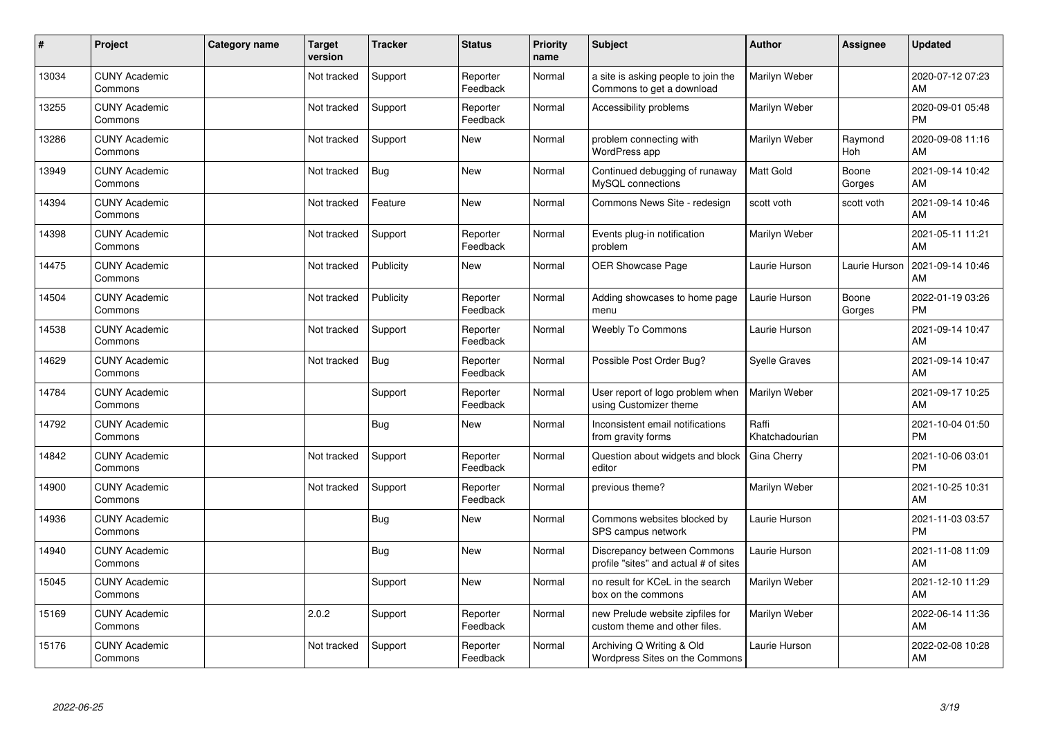| # | Project | Category name | Target version | Tracker | Status | Priority name | Subject | Author | Assignee | Updated |
|---|---|---|---|---|---|---|---|---|---|---|
| 13034 | CUNY Academic Commons | | Not tracked | Support | Reporter Feedback | Normal | a site is asking people to join the Commons to get a download | Marilyn Weber | | 2020-07-12 07:23 AM |
| 13255 | CUNY Academic Commons | | Not tracked | Support | Reporter Feedback | Normal | Accessibility problems | Marilyn Weber | | 2020-09-01 05:48 PM |
| 13286 | CUNY Academic Commons | | Not tracked | Support | New | Normal | problem connecting with WordPress app | Marilyn Weber | Raymond Hoh | 2020-09-08 11:16 AM |
| 13949 | CUNY Academic Commons | | Not tracked | Bug | New | Normal | Continued debugging of runaway MySQL connections | Matt Gold | Boone Gorges | 2021-09-14 10:42 AM |
| 14394 | CUNY Academic Commons | | Not tracked | Feature | New | Normal | Commons News Site - redesign | scott voth | scott voth | 2021-09-14 10:46 AM |
| 14398 | CUNY Academic Commons | | Not tracked | Support | Reporter Feedback | Normal | Events plug-in notification problem | Marilyn Weber | | 2021-05-11 11:21 AM |
| 14475 | CUNY Academic Commons | | Not tracked | Publicity | New | Normal | OER Showcase Page | Laurie Hurson | Laurie Hurson | 2021-09-14 10:46 AM |
| 14504 | CUNY Academic Commons | | Not tracked | Publicity | Reporter Feedback | Normal | Adding showcases to home page menu | Laurie Hurson | Boone Gorges | 2022-01-19 03:26 PM |
| 14538 | CUNY Academic Commons | | Not tracked | Support | Reporter Feedback | Normal | Weebly To Commons | Laurie Hurson | | 2021-09-14 10:47 AM |
| 14629 | CUNY Academic Commons | | Not tracked | Bug | Reporter Feedback | Normal | Possible Post Order Bug? | Syelle Graves | | 2021-09-14 10:47 AM |
| 14784 | CUNY Academic Commons | | | Support | Reporter Feedback | Normal | User report of logo problem when using Customizer theme | Marilyn Weber | | 2021-09-17 10:25 AM |
| 14792 | CUNY Academic Commons | | | Bug | New | Normal | Inconsistent email notifications from gravity forms | Raffi Khatchadourian | | 2021-10-04 01:50 PM |
| 14842 | CUNY Academic Commons | | Not tracked | Support | Reporter Feedback | Normal | Question about widgets and block editor | Gina Cherry | | 2021-10-06 03:01 PM |
| 14900 | CUNY Academic Commons | | Not tracked | Support | Reporter Feedback | Normal | previous theme? | Marilyn Weber | | 2021-10-25 10:31 AM |
| 14936 | CUNY Academic Commons | | | Bug | New | Normal | Commons websites blocked by SPS campus network | Laurie Hurson | | 2021-11-03 03:57 PM |
| 14940 | CUNY Academic Commons | | | Bug | New | Normal | Discrepancy between Commons profile "sites" and actual # of sites | Laurie Hurson | | 2021-11-08 11:09 AM |
| 15045 | CUNY Academic Commons | | | Support | New | Normal | no result for KCeL in the search box on the commons | Marilyn Weber | | 2021-12-10 11:29 AM |
| 15169 | CUNY Academic Commons | | 2.0.2 | Support | Reporter Feedback | Normal | new Prelude website zipfiles for custom theme and other files. | Marilyn Weber | | 2022-06-14 11:36 AM |
| 15176 | CUNY Academic Commons | | Not tracked | Support | Reporter Feedback | Normal | Archiving Q Writing & Old Wordpress Sites on the Commons | Laurie Hurson | | 2022-02-08 10:28 AM |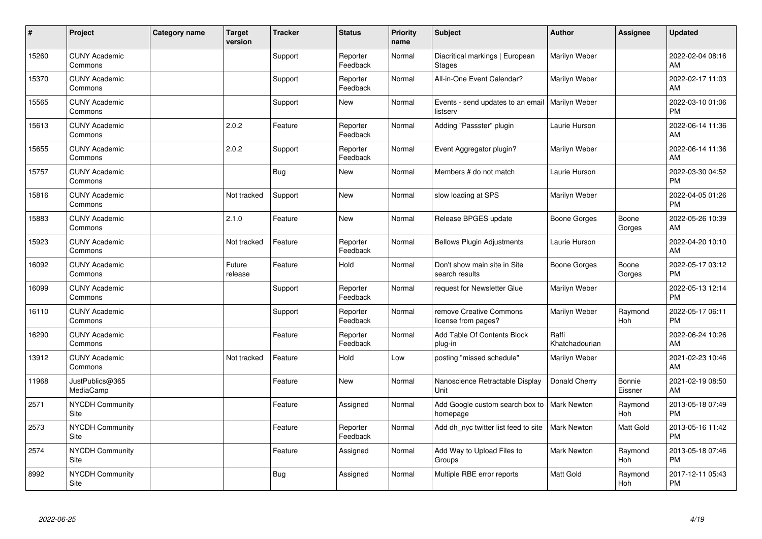| # | Project | Category name | Target version | Tracker | Status | Priority name | Subject | Author | Assignee | Updated |
|---|---|---|---|---|---|---|---|---|---|---|
| 15260 | CUNY Academic Commons | | | Support | Reporter Feedback | Normal | Diacritical markings \| European Stages | Marilyn Weber | | 2022-02-04 08:16 AM |
| 15370 | CUNY Academic Commons | | | Support | Reporter Feedback | Normal | All-in-One Event Calendar? | Marilyn Weber | | 2022-02-17 11:03 AM |
| 15565 | CUNY Academic Commons | | | Support | New | Normal | Events - send updates to an email listserv | Marilyn Weber | | 2022-03-10 01:06 PM |
| 15613 | CUNY Academic Commons | | 2.0.2 | Feature | Reporter Feedback | Normal | Adding "Passster" plugin | Laurie Hurson | | 2022-06-14 11:36 AM |
| 15655 | CUNY Academic Commons | | 2.0.2 | Support | Reporter Feedback | Normal | Event Aggregator plugin? | Marilyn Weber | | 2022-06-14 11:36 AM |
| 15757 | CUNY Academic Commons | | | Bug | New | Normal | Members # do not match | Laurie Hurson | | 2022-03-30 04:52 PM |
| 15816 | CUNY Academic Commons | | Not tracked | Support | New | Normal | slow loading at SPS | Marilyn Weber | | 2022-04-05 01:26 PM |
| 15883 | CUNY Academic Commons | | 2.1.0 | Feature | New | Normal | Release BPGES update | Boone Gorges | Boone Gorges | 2022-05-26 10:39 AM |
| 15923 | CUNY Academic Commons | | Not tracked | Feature | Reporter Feedback | Normal | Bellows Plugin Adjustments | Laurie Hurson | | 2022-04-20 10:10 AM |
| 16092 | CUNY Academic Commons | | Future release | Feature | Hold | Normal | Don't show main site in Site search results | Boone Gorges | Boone Gorges | 2022-05-17 03:12 PM |
| 16099 | CUNY Academic Commons | | | Support | Reporter Feedback | Normal | request for Newsletter Glue | Marilyn Weber | | 2022-05-13 12:14 PM |
| 16110 | CUNY Academic Commons | | | Support | Reporter Feedback | Normal | remove Creative Commons license from pages? | Marilyn Weber | Raymond Hoh | 2022-05-17 06:11 PM |
| 16290 | CUNY Academic Commons | | | Feature | Reporter Feedback | Normal | Add Table Of Contents Block plug-in | Raffi Khatchadourian | | 2022-06-24 10:26 AM |
| 13912 | CUNY Academic Commons | | Not tracked | Feature | Hold | Low | posting "missed schedule" | Marilyn Weber | | 2021-02-23 10:46 AM |
| 11968 | JustPublics@365 MediaCamp | | | Feature | New | Normal | Nanoscience Retractable Display Unit | Donald Cherry | Bonnie Eissner | 2021-02-19 08:50 AM |
| 2571 | NYCDH Community Site | | | Feature | Assigned | Normal | Add Google custom search box to homepage | Mark Newton | Raymond Hoh | 2013-05-18 07:49 PM |
| 2573 | NYCDH Community Site | | | Feature | Reporter Feedback | Normal | Add dh_nyc twitter list feed to site | Mark Newton | Matt Gold | 2013-05-16 11:42 PM |
| 2574 | NYCDH Community Site | | | Feature | Assigned | Normal | Add Way to Upload Files to Groups | Mark Newton | Raymond Hoh | 2013-05-18 07:46 PM |
| 8992 | NYCDH Community Site | | | Bug | Assigned | Normal | Multiple RBE error reports | Matt Gold | Raymond Hoh | 2017-12-11 05:43 PM |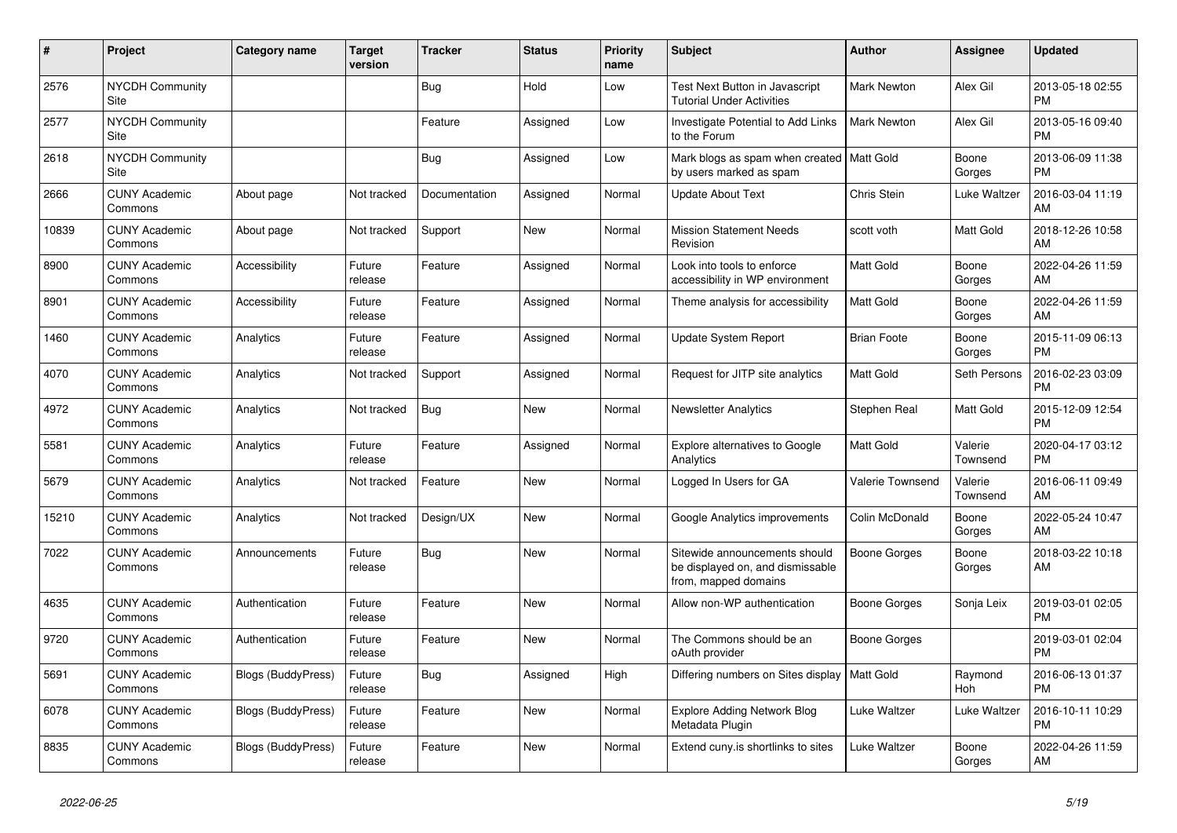| # | Project | Category name | Target version | Tracker | Status | Priority name | Subject | Author | Assignee | Updated |
|---|---|---|---|---|---|---|---|---|---|---|
| 2576 | NYCDH Community Site | | | Bug | Hold | Low | Test Next Button in Javascript Tutorial Under Activities | Mark Newton | Alex Gil | 2013-05-18 02:55 PM |
| 2577 | NYCDH Community Site | | | Feature | Assigned | Low | Investigate Potential to Add Links to the Forum | Mark Newton | Alex Gil | 2013-05-16 09:40 PM |
| 2618 | NYCDH Community Site | | | Bug | Assigned | Low | Mark blogs as spam when created by users marked as spam | Matt Gold | Boone Gorges | 2013-06-09 11:38 PM |
| 2666 | CUNY Academic Commons | About page | Not tracked | Documentation | Assigned | Normal | Update About Text | Chris Stein | Luke Waltzer | 2016-03-04 11:19 AM |
| 10839 | CUNY Academic Commons | About page | Not tracked | Support | New | Normal | Mission Statement Needs Revision | scott voth | Matt Gold | 2018-12-26 10:58 AM |
| 8900 | CUNY Academic Commons | Accessibility | Future release | Feature | Assigned | Normal | Look into tools to enforce accessibility in WP environment | Matt Gold | Boone Gorges | 2022-04-26 11:59 AM |
| 8901 | CUNY Academic Commons | Accessibility | Future release | Feature | Assigned | Normal | Theme analysis for accessibility | Matt Gold | Boone Gorges | 2022-04-26 11:59 AM |
| 1460 | CUNY Academic Commons | Analytics | Future release | Feature | Assigned | Normal | Update System Report | Brian Foote | Boone Gorges | 2015-11-09 06:13 PM |
| 4070 | CUNY Academic Commons | Analytics | Not tracked | Support | Assigned | Normal | Request for JITP site analytics | Matt Gold | Seth Persons | 2016-02-23 03:09 PM |
| 4972 | CUNY Academic Commons | Analytics | Not tracked | Bug | New | Normal | Newsletter Analytics | Stephen Real | Matt Gold | 2015-12-09 12:54 PM |
| 5581 | CUNY Academic Commons | Analytics | Future release | Feature | Assigned | Normal | Explore alternatives to Google Analytics | Matt Gold | Valerie Townsend | 2020-04-17 03:12 PM |
| 5679 | CUNY Academic Commons | Analytics | Not tracked | Feature | New | Normal | Logged In Users for GA | Valerie Townsend | Valerie Townsend | 2016-06-11 09:49 AM |
| 15210 | CUNY Academic Commons | Analytics | Not tracked | Design/UX | New | Normal | Google Analytics improvements | Colin McDonald | Boone Gorges | 2022-05-24 10:47 AM |
| 7022 | CUNY Academic Commons | Announcements | Future release | Bug | New | Normal | Sitewide announcements should be displayed on, and dismissable from, mapped domains | Boone Gorges | Boone Gorges | 2018-03-22 10:18 AM |
| 4635 | CUNY Academic Commons | Authentication | Future release | Feature | New | Normal | Allow non-WP authentication | Boone Gorges | Sonja Leix | 2019-03-01 02:05 PM |
| 9720 | CUNY Academic Commons | Authentication | Future release | Feature | New | Normal | The Commons should be an oAuth provider | Boone Gorges | | 2019-03-01 02:04 PM |
| 5691 | CUNY Academic Commons | Blogs (BuddyPress) | Future release | Bug | Assigned | High | Differing numbers on Sites display | Matt Gold | Raymond Hoh | 2016-06-13 01:37 PM |
| 6078 | CUNY Academic Commons | Blogs (BuddyPress) | Future release | Feature | New | Normal | Explore Adding Network Blog Metadata Plugin | Luke Waltzer | Luke Waltzer | 2016-10-11 10:29 PM |
| 8835 | CUNY Academic Commons | Blogs (BuddyPress) | Future release | Feature | New | Normal | Extend cuny.is shortlinks to sites | Luke Waltzer | Boone Gorges | 2022-04-26 11:59 AM |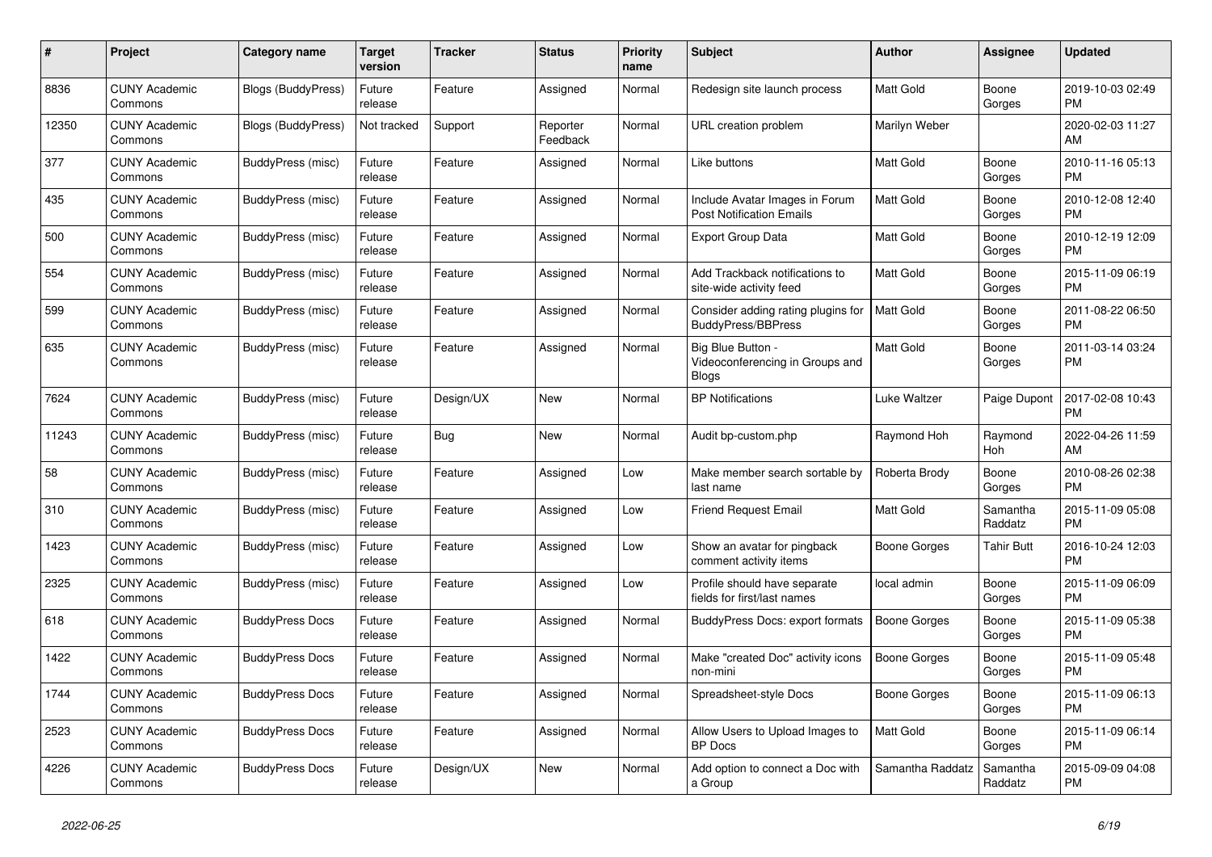| # | Project | Category name | Target version | Tracker | Status | Priority name | Subject | Author | Assignee | Updated |
|---|---|---|---|---|---|---|---|---|---|---|
| 8836 | CUNY Academic Commons | Blogs (BuddyPress) | Future release | Feature | Assigned | Normal | Redesign site launch process | Matt Gold | Boone Gorges | 2019-10-03 02:49 PM |
| 12350 | CUNY Academic Commons | Blogs (BuddyPress) | Not tracked | Support | Reporter Feedback | Normal | URL creation problem | Marilyn Weber | | 2020-02-03 11:27 AM |
| 377 | CUNY Academic Commons | BuddyPress (misc) | Future release | Feature | Assigned | Normal | Like buttons | Matt Gold | Boone Gorges | 2010-11-16 05:13 PM |
| 435 | CUNY Academic Commons | BuddyPress (misc) | Future release | Feature | Assigned | Normal | Include Avatar Images in Forum Post Notification Emails | Matt Gold | Boone Gorges | 2010-12-08 12:40 PM |
| 500 | CUNY Academic Commons | BuddyPress (misc) | Future release | Feature | Assigned | Normal | Export Group Data | Matt Gold | Boone Gorges | 2010-12-19 12:09 PM |
| 554 | CUNY Academic Commons | BuddyPress (misc) | Future release | Feature | Assigned | Normal | Add Trackback notifications to site-wide activity feed | Matt Gold | Boone Gorges | 2015-11-09 06:19 PM |
| 599 | CUNY Academic Commons | BuddyPress (misc) | Future release | Feature | Assigned | Normal | Consider adding rating plugins for BuddyPress/BBPress | Matt Gold | Boone Gorges | 2011-08-22 06:50 PM |
| 635 | CUNY Academic Commons | BuddyPress (misc) | Future release | Feature | Assigned | Normal | Big Blue Button - Videoconferencing in Groups and Blogs | Matt Gold | Boone Gorges | 2011-03-14 03:24 PM |
| 7624 | CUNY Academic Commons | BuddyPress (misc) | Future release | Design/UX | New | Normal | BP Notifications | Luke Waltzer | Paige Dupont | 2017-02-08 10:43 PM |
| 11243 | CUNY Academic Commons | BuddyPress (misc) | Future release | Bug | New | Normal | Audit bp-custom.php | Raymond Hoh | Raymond Hoh | 2022-04-26 11:59 AM |
| 58 | CUNY Academic Commons | BuddyPress (misc) | Future release | Feature | Assigned | Low | Make member search sortable by last name | Roberta Brody | Boone Gorges | 2010-08-26 02:38 PM |
| 310 | CUNY Academic Commons | BuddyPress (misc) | Future release | Feature | Assigned | Low | Friend Request Email | Matt Gold | Samantha Raddatz | 2015-11-09 05:08 PM |
| 1423 | CUNY Academic Commons | BuddyPress (misc) | Future release | Feature | Assigned | Low | Show an avatar for pingback comment activity items | Boone Gorges | Tahir Butt | 2016-10-24 12:03 PM |
| 2325 | CUNY Academic Commons | BuddyPress (misc) | Future release | Feature | Assigned | Low | Profile should have separate fields for first/last names | local admin | Boone Gorges | 2015-11-09 06:09 PM |
| 618 | CUNY Academic Commons | BuddyPress Docs | Future release | Feature | Assigned | Normal | BuddyPress Docs: export formats | Boone Gorges | Boone Gorges | 2015-11-09 05:38 PM |
| 1422 | CUNY Academic Commons | BuddyPress Docs | Future release | Feature | Assigned | Normal | Make "created Doc" activity icons non-mini | Boone Gorges | Boone Gorges | 2015-11-09 05:48 PM |
| 1744 | CUNY Academic Commons | BuddyPress Docs | Future release | Feature | Assigned | Normal | Spreadsheet-style Docs | Boone Gorges | Boone Gorges | 2015-11-09 06:13 PM |
| 2523 | CUNY Academic Commons | BuddyPress Docs | Future release | Feature | Assigned | Normal | Allow Users to Upload Images to BP Docs | Matt Gold | Boone Gorges | 2015-11-09 06:14 PM |
| 4226 | CUNY Academic Commons | BuddyPress Docs | Future release | Design/UX | New | Normal | Add option to connect a Doc with a Group | Samantha Raddatz | Samantha Raddatz | 2015-09-09 04:08 PM |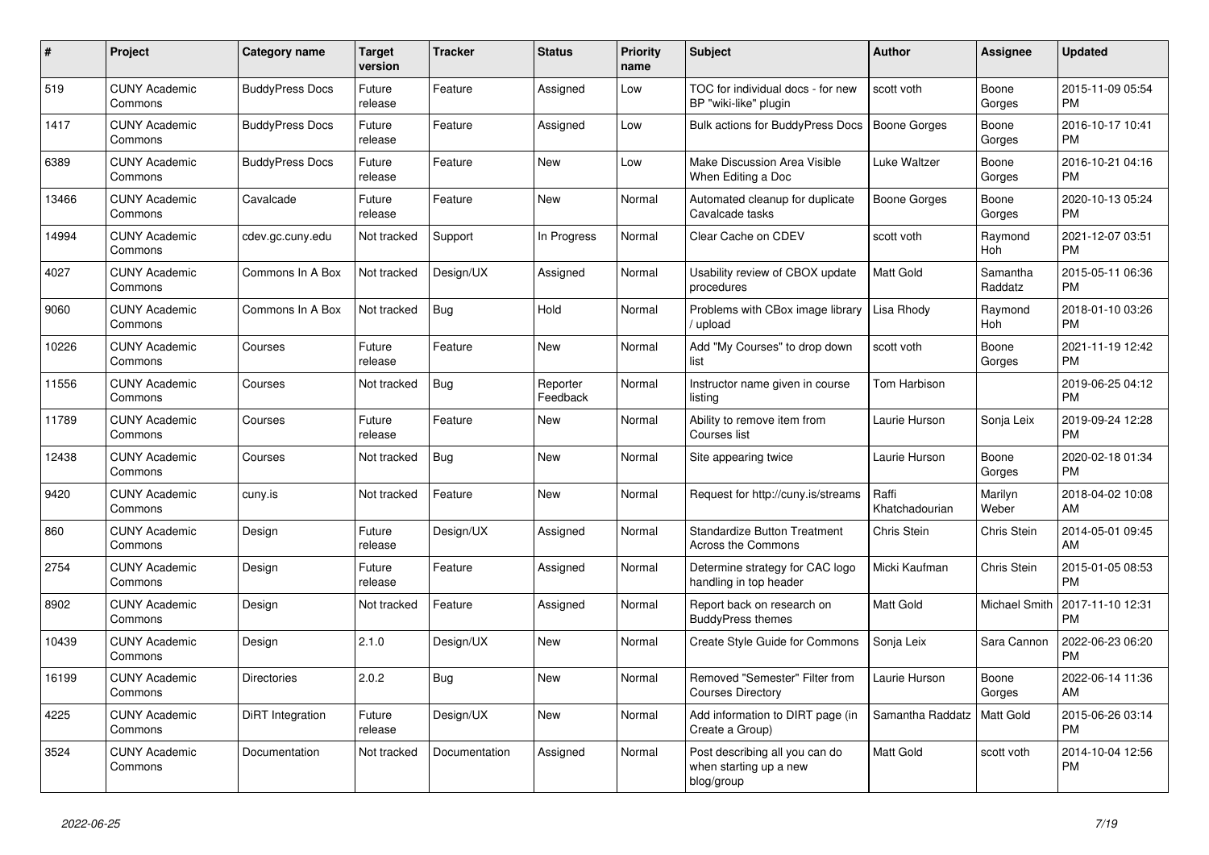| # | Project | Category name | Target version | Tracker | Status | Priority name | Subject | Author | Assignee | Updated |
|---|---|---|---|---|---|---|---|---|---|---|
| 519 | CUNY Academic Commons | BuddyPress Docs | Future release | Feature | Assigned | Low | TOC for individual docs - for new BP "wiki-like" plugin | scott voth | Boone Gorges | 2015-11-09 05:54 PM |
| 1417 | CUNY Academic Commons | BuddyPress Docs | Future release | Feature | Assigned | Low | Bulk actions for BuddyPress Docs | Boone Gorges | Boone Gorges | 2016-10-17 10:41 PM |
| 6389 | CUNY Academic Commons | BuddyPress Docs | Future release | Feature | New | Low | Make Discussion Area Visible When Editing a Doc | Luke Waltzer | Boone Gorges | 2016-10-21 04:16 PM |
| 13466 | CUNY Academic Commons | Cavalcade | Future release | Feature | New | Normal | Automated cleanup for duplicate Cavalcade tasks | Boone Gorges | Boone Gorges | 2020-10-13 05:24 PM |
| 14994 | CUNY Academic Commons | cdev.gc.cuny.edu | Not tracked | Support | In Progress | Normal | Clear Cache on CDEV | scott voth | Raymond Hoh | 2021-12-07 03:51 PM |
| 4027 | CUNY Academic Commons | Commons In A Box | Not tracked | Design/UX | Assigned | Normal | Usability review of CBOX update procedures | Matt Gold | Samantha Raddatz | 2015-05-11 06:36 PM |
| 9060 | CUNY Academic Commons | Commons In A Box | Not tracked | Bug | Hold | Normal | Problems with CBox image library / upload | Lisa Rhody | Raymond Hoh | 2018-01-10 03:26 PM |
| 10226 | CUNY Academic Commons | Courses | Future release | Feature | New | Normal | Add "My Courses" to drop down list | scott voth | Boone Gorges | 2021-11-19 12:42 PM |
| 11556 | CUNY Academic Commons | Courses | Not tracked | Bug | Reporter Feedback | Normal | Instructor name given in course listing | Tom Harbison | | 2019-06-25 04:12 PM |
| 11789 | CUNY Academic Commons | Courses | Future release | Feature | New | Normal | Ability to remove item from Courses list | Laurie Hurson | Sonja Leix | 2019-09-24 12:28 PM |
| 12438 | CUNY Academic Commons | Courses | Not tracked | Bug | New | Normal | Site appearing twice | Laurie Hurson | Boone Gorges | 2020-02-18 01:34 PM |
| 9420 | CUNY Academic Commons | cuny.is | Not tracked | Feature | New | Normal | Request for http://cuny.is/streams | Raffi Khatchadourian | Marilyn Weber | 2018-04-02 10:08 AM |
| 860 | CUNY Academic Commons | Design | Future release | Design/UX | Assigned | Normal | Standardize Button Treatment Across the Commons | Chris Stein | Chris Stein | 2014-05-01 09:45 AM |
| 2754 | CUNY Academic Commons | Design | Future release | Feature | Assigned | Normal | Determine strategy for CAC logo handling in top header | Micki Kaufman | Chris Stein | 2015-01-05 08:53 PM |
| 8902 | CUNY Academic Commons | Design | Not tracked | Feature | Assigned | Normal | Report back on research on BuddyPress themes | Matt Gold | Michael Smith | 2017-11-10 12:31 PM |
| 10439 | CUNY Academic Commons | Design | 2.1.0 | Design/UX | New | Normal | Create Style Guide for Commons | Sonja Leix | Sara Cannon | 2022-06-23 06:20 PM |
| 16199 | CUNY Academic Commons | Directories | 2.0.2 | Bug | New | Normal | Removed "Semester" Filter from Courses Directory | Laurie Hurson | Boone Gorges | 2022-06-14 11:36 AM |
| 4225 | CUNY Academic Commons | DiRT Integration | Future release | Design/UX | New | Normal | Add information to DIRT page (in Create a Group) | Samantha Raddatz | Matt Gold | 2015-06-26 03:14 PM |
| 3524 | CUNY Academic Commons | Documentation | Not tracked | Documentation | Assigned | Normal | Post describing all you can do when starting up a new blog/group | Matt Gold | scott voth | 2014-10-04 12:56 PM |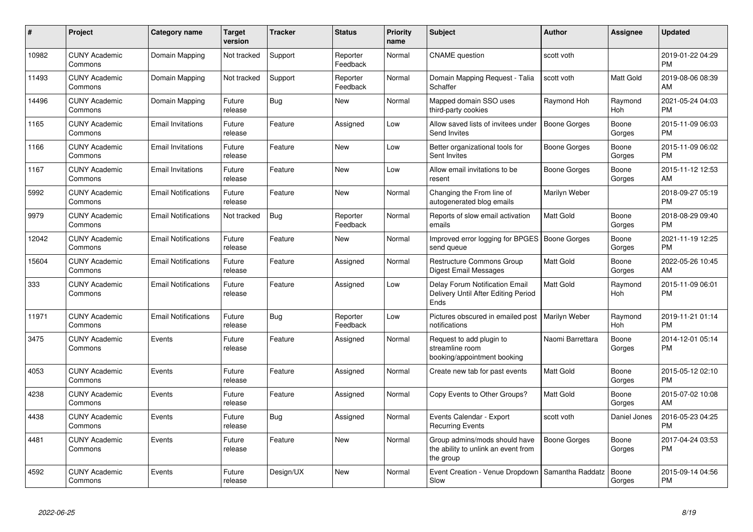| # | Project | Category name | Target version | Tracker | Status | Priority name | Subject | Author | Assignee | Updated |
|---|---|---|---|---|---|---|---|---|---|---|
| 10982 | CUNY Academic Commons | Domain Mapping | Not tracked | Support | Reporter Feedback | Normal | CNAME question | scott voth | | 2019-01-22 04:29 PM |
| 11493 | CUNY Academic Commons | Domain Mapping | Not tracked | Support | Reporter Feedback | Normal | Domain Mapping Request - Talia Schaffer | scott voth | Matt Gold | 2019-08-06 08:39 AM |
| 14496 | CUNY Academic Commons | Domain Mapping | Future release | Bug | New | Normal | Mapped domain SSO uses third-party cookies | Raymond Hoh | Raymond Hoh | 2021-05-24 04:03 PM |
| 1165 | CUNY Academic Commons | Email Invitations | Future release | Feature | Assigned | Low | Allow saved lists of invitees under Send Invites | Boone Gorges | Boone Gorges | 2015-11-09 06:03 PM |
| 1166 | CUNY Academic Commons | Email Invitations | Future release | Feature | New | Low | Better organizational tools for Sent Invites | Boone Gorges | Boone Gorges | 2015-11-09 06:02 PM |
| 1167 | CUNY Academic Commons | Email Invitations | Future release | Feature | New | Low | Allow email invitations to be resent | Boone Gorges | Boone Gorges | 2015-11-12 12:53 AM |
| 5992 | CUNY Academic Commons | Email Notifications | Future release | Feature | New | Normal | Changing the From line of autogenerated blog emails | Marilyn Weber | | 2018-09-27 05:19 PM |
| 9979 | CUNY Academic Commons | Email Notifications | Not tracked | Bug | Reporter Feedback | Normal | Reports of slow email activation emails | Matt Gold | Boone Gorges | 2018-08-29 09:40 PM |
| 12042 | CUNY Academic Commons | Email Notifications | Future release | Feature | New | Normal | Improved error logging for BPGES send queue | Boone Gorges | Boone Gorges | 2021-11-19 12:25 PM |
| 15604 | CUNY Academic Commons | Email Notifications | Future release | Feature | Assigned | Normal | Restructure Commons Group Digest Email Messages | Matt Gold | Boone Gorges | 2022-05-26 10:45 AM |
| 333 | CUNY Academic Commons | Email Notifications | Future release | Feature | Assigned | Low | Delay Forum Notification Email Delivery Until After Editing Period Ends | Matt Gold | Raymond Hoh | 2015-11-09 06:01 PM |
| 11971 | CUNY Academic Commons | Email Notifications | Future release | Bug | Reporter Feedback | Low | Pictures obscured in emailed post notifications | Marilyn Weber | Raymond Hoh | 2019-11-21 01:14 PM |
| 3475 | CUNY Academic Commons | Events | Future release | Feature | Assigned | Normal | Request to add plugin to streamline room booking/appointment booking | Naomi Barrettara | Boone Gorges | 2014-12-01 05:14 PM |
| 4053 | CUNY Academic Commons | Events | Future release | Feature | Assigned | Normal | Create new tab for past events | Matt Gold | Boone Gorges | 2015-05-12 02:10 PM |
| 4238 | CUNY Academic Commons | Events | Future release | Feature | Assigned | Normal | Copy Events to Other Groups? | Matt Gold | Boone Gorges | 2015-07-02 10:08 AM |
| 4438 | CUNY Academic Commons | Events | Future release | Bug | Assigned | Normal | Events Calendar - Export Recurring Events | scott voth | Daniel Jones | 2016-05-23 04:25 PM |
| 4481 | CUNY Academic Commons | Events | Future release | Feature | New | Normal | Group admins/mods should have the ability to unlink an event from the group | Boone Gorges | Boone Gorges | 2017-04-24 03:53 PM |
| 4592 | CUNY Academic Commons | Events | Future release | Design/UX | New | Normal | Event Creation - Venue Dropdown Slow | Samantha Raddatz | Boone Gorges | 2015-09-14 04:56 PM |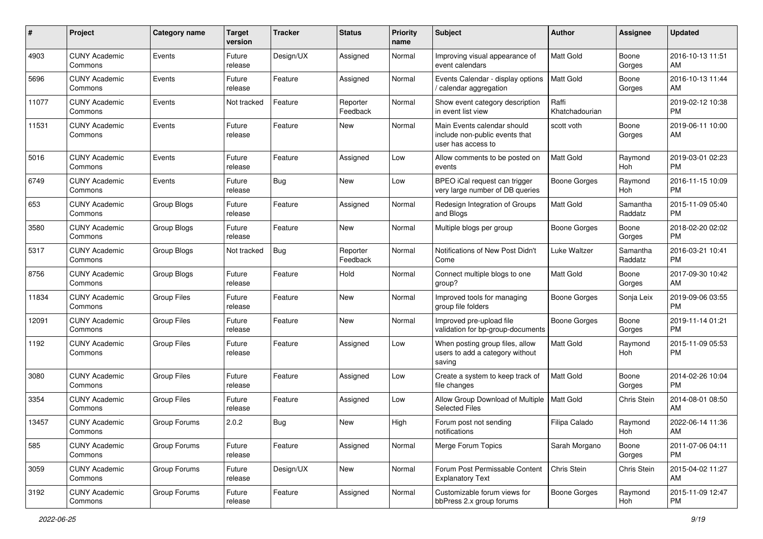| # | Project | Category name | Target version | Tracker | Status | Priority name | Subject | Author | Assignee | Updated |
|---|---|---|---|---|---|---|---|---|---|---|
| 4903 | CUNY Academic Commons | Events | Future release | Design/UX | Assigned | Normal | Improving visual appearance of event calendars | Matt Gold | Boone Gorges | 2016-10-13 11:51 AM |
| 5696 | CUNY Academic Commons | Events | Future release | Feature | Assigned | Normal | Events Calendar - display options / calendar aggregation | Matt Gold | Boone Gorges | 2016-10-13 11:44 AM |
| 11077 | CUNY Academic Commons | Events | Not tracked | Feature | Reporter Feedback | Normal | Show event category description in event list view | Raffi Khatchadourian | | 2019-02-12 10:38 PM |
| 11531 | CUNY Academic Commons | Events | Future release | Feature | New | Normal | Main Events calendar should include non-public events that user has access to | scott voth | Boone Gorges | 2019-06-11 10:00 AM |
| 5016 | CUNY Academic Commons | Events | Future release | Feature | Assigned | Low | Allow comments to be posted on events | Matt Gold | Raymond Hoh | 2019-03-01 02:23 PM |
| 6749 | CUNY Academic Commons | Events | Future release | Bug | New | Low | BPEO iCal request can trigger very large number of DB queries | Boone Gorges | Raymond Hoh | 2016-11-15 10:09 PM |
| 653 | CUNY Academic Commons | Group Blogs | Future release | Feature | Assigned | Normal | Redesign Integration of Groups and Blogs | Matt Gold | Samantha Raddatz | 2015-11-09 05:40 PM |
| 3580 | CUNY Academic Commons | Group Blogs | Future release | Feature | New | Normal | Multiple blogs per group | Boone Gorges | Boone Gorges | 2018-02-20 02:02 PM |
| 5317 | CUNY Academic Commons | Group Blogs | Not tracked | Bug | Reporter Feedback | Normal | Notifications of New Post Didn't Come | Luke Waltzer | Samantha Raddatz | 2016-03-21 10:41 PM |
| 8756 | CUNY Academic Commons | Group Blogs | Future release | Feature | Hold | Normal | Connect multiple blogs to one group? | Matt Gold | Boone Gorges | 2017-09-30 10:42 AM |
| 11834 | CUNY Academic Commons | Group Files | Future release | Feature | New | Normal | Improved tools for managing group file folders | Boone Gorges | Sonja Leix | 2019-09-06 03:55 PM |
| 12091 | CUNY Academic Commons | Group Files | Future release | Feature | New | Normal | Improved pre-upload file validation for bp-group-documents | Boone Gorges | Boone Gorges | 2019-11-14 01:21 PM |
| 1192 | CUNY Academic Commons | Group Files | Future release | Feature | Assigned | Low | When posting group files, allow users to add a category without saving | Matt Gold | Raymond Hoh | 2015-11-09 05:53 PM |
| 3080 | CUNY Academic Commons | Group Files | Future release | Feature | Assigned | Low | Create a system to keep track of file changes | Matt Gold | Boone Gorges | 2014-02-26 10:04 PM |
| 3354 | CUNY Academic Commons | Group Files | Future release | Feature | Assigned | Low | Allow Group Download of Multiple Selected Files | Matt Gold | Chris Stein | 2014-08-01 08:50 AM |
| 13457 | CUNY Academic Commons | Group Forums | 2.0.2 | Bug | New | High | Forum post not sending notifications | Filipa Calado | Raymond Hoh | 2022-06-14 11:36 AM |
| 585 | CUNY Academic Commons | Group Forums | Future release | Feature | Assigned | Normal | Merge Forum Topics | Sarah Morgano | Boone Gorges | 2011-07-06 04:11 PM |
| 3059 | CUNY Academic Commons | Group Forums | Future release | Design/UX | New | Normal | Forum Post Permissable Content Explanatory Text | Chris Stein | Chris Stein | 2015-04-02 11:27 AM |
| 3192 | CUNY Academic Commons | Group Forums | Future release | Feature | Assigned | Normal | Customizable forum views for bbPress 2.x group forums | Boone Gorges | Raymond Hoh | 2015-11-09 12:47 PM |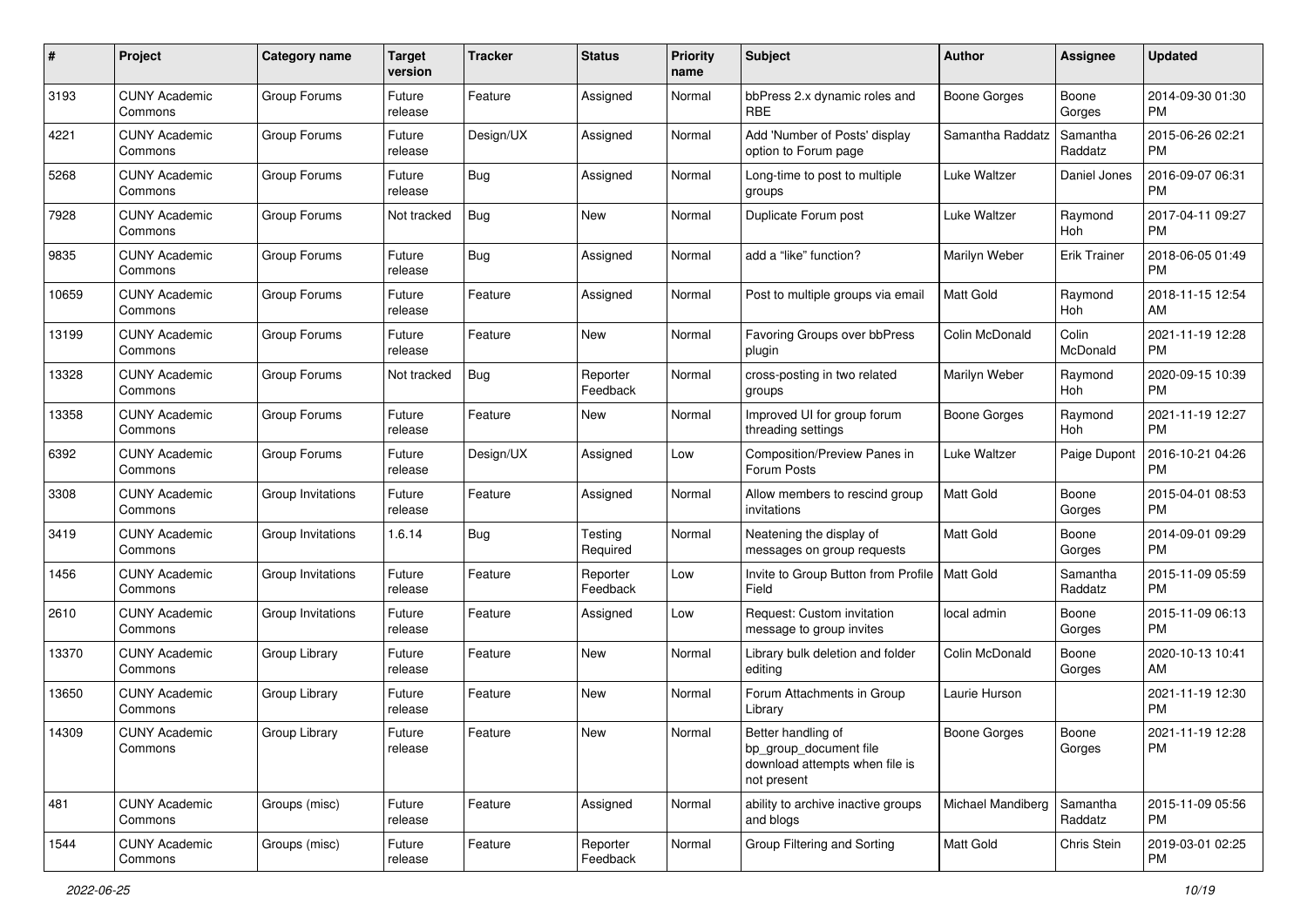| # | Project | Category name | Target version | Tracker | Status | Priority name | Subject | Author | Assignee | Updated |
|---|---|---|---|---|---|---|---|---|---|---|
| 3193 | CUNY Academic Commons | Group Forums | Future release | Feature | Assigned | Normal | bbPress 2.x dynamic roles and RBE | Boone Gorges | Boone Gorges | 2014-09-30 01:30 PM |
| 4221 | CUNY Academic Commons | Group Forums | Future release | Design/UX | Assigned | Normal | Add 'Number of Posts' display option to Forum page | Samantha Raddatz | Samantha Raddatz | 2015-06-26 02:21 PM |
| 5268 | CUNY Academic Commons | Group Forums | Future release | Bug | Assigned | Normal | Long-time to post to multiple groups | Luke Waltzer | Daniel Jones | 2016-09-07 06:31 PM |
| 7928 | CUNY Academic Commons | Group Forums | Not tracked | Bug | New | Normal | Duplicate Forum post | Luke Waltzer | Raymond Hoh | 2017-04-11 09:27 PM |
| 9835 | CUNY Academic Commons | Group Forums | Future release | Bug | Assigned | Normal | add a "like" function? | Marilyn Weber | Erik Trainer | 2018-06-05 01:49 PM |
| 10659 | CUNY Academic Commons | Group Forums | Future release | Feature | Assigned | Normal | Post to multiple groups via email | Matt Gold | Raymond Hoh | 2018-11-15 12:54 AM |
| 13199 | CUNY Academic Commons | Group Forums | Future release | Feature | New | Normal | Favoring Groups over bbPress plugin | Colin McDonald | Colin McDonald | 2021-11-19 12:28 PM |
| 13328 | CUNY Academic Commons | Group Forums | Not tracked | Bug | Reporter Feedback | Normal | cross-posting in two related groups | Marilyn Weber | Raymond Hoh | 2020-09-15 10:39 PM |
| 13358 | CUNY Academic Commons | Group Forums | Future release | Feature | New | Normal | Improved UI for group forum threading settings | Boone Gorges | Raymond Hoh | 2021-11-19 12:27 PM |
| 6392 | CUNY Academic Commons | Group Forums | Future release | Design/UX | Assigned | Low | Composition/Preview Panes in Forum Posts | Luke Waltzer | Paige Dupont | 2016-10-21 04:26 PM |
| 3308 | CUNY Academic Commons | Group Invitations | Future release | Feature | Assigned | Normal | Allow members to rescind group invitations | Matt Gold | Boone Gorges | 2015-04-01 08:53 PM |
| 3419 | CUNY Academic Commons | Group Invitations | 1.6.14 | Bug | Testing Required | Normal | Neatening the display of messages on group requests | Matt Gold | Boone Gorges | 2014-09-01 09:29 PM |
| 1456 | CUNY Academic Commons | Group Invitations | Future release | Feature | Reporter Feedback | Low | Invite to Group Button from Profile Field | Matt Gold | Samantha Raddatz | 2015-11-09 05:59 PM |
| 2610 | CUNY Academic Commons | Group Invitations | Future release | Feature | Assigned | Low | Request: Custom invitation message to group invites | local admin | Boone Gorges | 2015-11-09 06:13 PM |
| 13370 | CUNY Academic Commons | Group Library | Future release | Feature | New | Normal | Library bulk deletion and folder editing | Colin McDonald | Boone Gorges | 2020-10-13 10:41 AM |
| 13650 | CUNY Academic Commons | Group Library | Future release | Feature | New | Normal | Forum Attachments in Group Library | Laurie Hurson | | 2021-11-19 12:30 PM |
| 14309 | CUNY Academic Commons | Group Library | Future release | Feature | New | Normal | Better handling of bp_group_document file download attempts when file is not present | Boone Gorges | Boone Gorges | 2021-11-19 12:28 PM |
| 481 | CUNY Academic Commons | Groups (misc) | Future release | Feature | Assigned | Normal | ability to archive inactive groups and blogs | Michael Mandiberg | Samantha Raddatz | 2015-11-09 05:56 PM |
| 1544 | CUNY Academic Commons | Groups (misc) | Future release | Feature | Reporter Feedback | Normal | Group Filtering and Sorting | Matt Gold | Chris Stein | 2019-03-01 02:25 PM |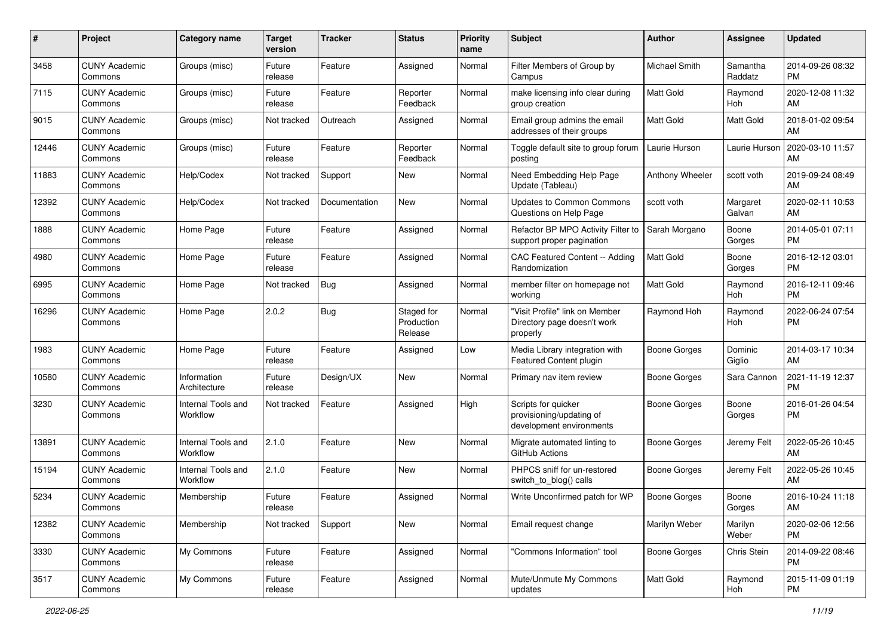| # | Project | Category name | Target version | Tracker | Status | Priority name | Subject | Author | Assignee | Updated |
|---|---|---|---|---|---|---|---|---|---|---|
| 3458 | CUNY Academic Commons | Groups (misc) | Future release | Feature | Assigned | Normal | Filter Members of Group by Campus | Michael Smith | Samantha Raddatz | 2014-09-26 08:32 PM |
| 7115 | CUNY Academic Commons | Groups (misc) | Future release | Feature | Reporter Feedback | Normal | make licensing info clear during group creation | Matt Gold | Raymond Hoh | 2020-12-08 11:32 AM |
| 9015 | CUNY Academic Commons | Groups (misc) | Not tracked | Outreach | Assigned | Normal | Email group admins the email addresses of their groups | Matt Gold | Matt Gold | 2018-01-02 09:54 AM |
| 12446 | CUNY Academic Commons | Groups (misc) | Future release | Feature | Reporter Feedback | Normal | Toggle default site to group forum posting | Laurie Hurson | Laurie Hurson | 2020-03-10 11:57 AM |
| 11883 | CUNY Academic Commons | Help/Codex | Not tracked | Support | New | Normal | Need Embedding Help Page Update (Tableau) | Anthony Wheeler | scott voth | 2019-09-24 08:49 AM |
| 12392 | CUNY Academic Commons | Help/Codex | Not tracked | Documentation | New | Normal | Updates to Common Commons Questions on Help Page | scott voth | Margaret Galvan | 2020-02-11 10:53 AM |
| 1888 | CUNY Academic Commons | Home Page | Future release | Feature | Assigned | Normal | Refactor BP MPO Activity Filter to support proper pagination | Sarah Morgano | Boone Gorges | 2014-05-01 07:11 PM |
| 4980 | CUNY Academic Commons | Home Page | Future release | Feature | Assigned | Normal | CAC Featured Content -- Adding Randomization | Matt Gold | Boone Gorges | 2016-12-12 03:01 PM |
| 6995 | CUNY Academic Commons | Home Page | Not tracked | Bug | Assigned | Normal | member filter on homepage not working | Matt Gold | Raymond Hoh | 2016-12-11 09:46 PM |
| 16296 | CUNY Academic Commons | Home Page | 2.0.2 | Bug | Staged for Production Release | Normal | "Visit Profile" link on Member Directory page doesn't work properly | Raymond Hoh | Raymond Hoh | 2022-06-24 07:54 PM |
| 1983 | CUNY Academic Commons | Home Page | Future release | Feature | Assigned | Low | Media Library integration with Featured Content plugin | Boone Gorges | Dominic Giglio | 2014-03-17 10:34 AM |
| 10580 | CUNY Academic Commons | Information Architecture | Future release | Design/UX | New | Normal | Primary nav item review | Boone Gorges | Sara Cannon | 2021-11-19 12:37 PM |
| 3230 | CUNY Academic Commons | Internal Tools and Workflow | Not tracked | Feature | Assigned | High | Scripts for quicker provisioning/updating of development environments | Boone Gorges | Boone Gorges | 2016-01-26 04:54 PM |
| 13891 | CUNY Academic Commons | Internal Tools and Workflow | 2.1.0 | Feature | New | Normal | Migrate automated linting to GitHub Actions | Boone Gorges | Jeremy Felt | 2022-05-26 10:45 AM |
| 15194 | CUNY Academic Commons | Internal Tools and Workflow | 2.1.0 | Feature | New | Normal | PHPCS sniff for un-restored switch_to_blog() calls | Boone Gorges | Jeremy Felt | 2022-05-26 10:45 AM |
| 5234 | CUNY Academic Commons | Membership | Future release | Feature | Assigned | Normal | Write Unconfirmed patch for WP | Boone Gorges | Boone Gorges | 2016-10-24 11:18 AM |
| 12382 | CUNY Academic Commons | Membership | Not tracked | Support | New | Normal | Email request change | Marilyn Weber | Marilyn Weber | 2020-02-06 12:56 PM |
| 3330 | CUNY Academic Commons | My Commons | Future release | Feature | Assigned | Normal | "Commons Information" tool | Boone Gorges | Chris Stein | 2014-09-22 08:46 PM |
| 3517 | CUNY Academic Commons | My Commons | Future release | Feature | Assigned | Normal | Mute/Unmute My Commons updates | Matt Gold | Raymond Hoh | 2015-11-09 01:19 PM |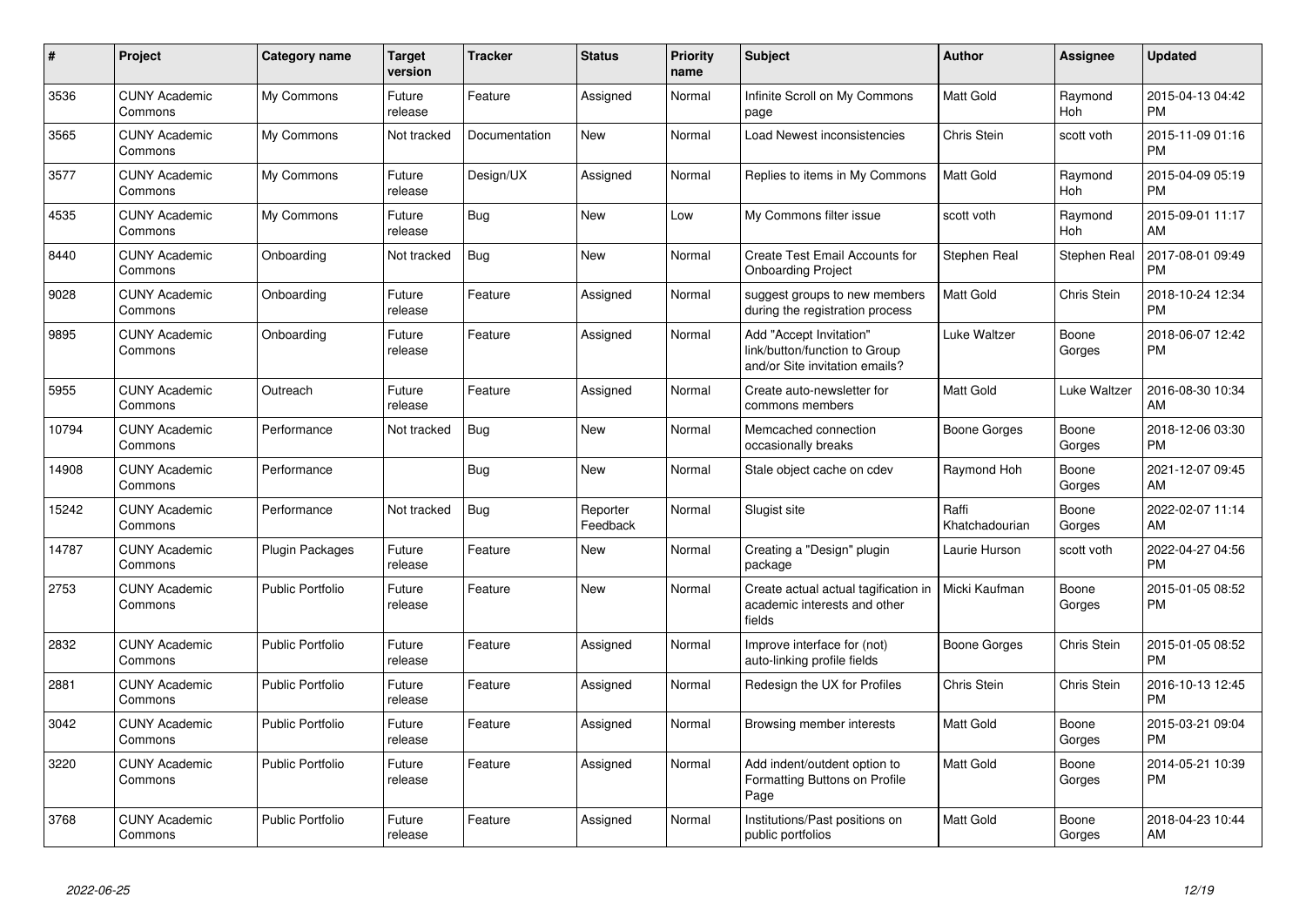| # | Project | Category name | Target version | Tracker | Status | Priority name | Subject | Author | Assignee | Updated |
|---|---|---|---|---|---|---|---|---|---|---|
| 3536 | CUNY Academic Commons | My Commons | Future release | Feature | Assigned | Normal | Infinite Scroll on My Commons page | Matt Gold | Raymond Hoh | 2015-04-13 04:42 PM |
| 3565 | CUNY Academic Commons | My Commons | Not tracked | Documentation | New | Normal | Load Newest inconsistencies | Chris Stein | scott voth | 2015-11-09 01:16 PM |
| 3577 | CUNY Academic Commons | My Commons | Future release | Design/UX | Assigned | Normal | Replies to items in My Commons | Matt Gold | Raymond Hoh | 2015-04-09 05:19 PM |
| 4535 | CUNY Academic Commons | My Commons | Future release | Bug | New | Low | My Commons filter issue | scott voth | Raymond Hoh | 2015-09-01 11:17 AM |
| 8440 | CUNY Academic Commons | Onboarding | Not tracked | Bug | New | Normal | Create Test Email Accounts for Onboarding Project | Stephen Real | Stephen Real | 2017-08-01 09:49 PM |
| 9028 | CUNY Academic Commons | Onboarding | Future release | Feature | Assigned | Normal | suggest groups to new members during the registration process | Matt Gold | Chris Stein | 2018-10-24 12:34 PM |
| 9895 | CUNY Academic Commons | Onboarding | Future release | Feature | Assigned | Normal | Add "Accept Invitation" link/button/function to Group and/or Site invitation emails? | Luke Waltzer | Boone Gorges | 2018-06-07 12:42 PM |
| 5955 | CUNY Academic Commons | Outreach | Future release | Feature | Assigned | Normal | Create auto-newsletter for commons members | Matt Gold | Luke Waltzer | 2016-08-30 10:34 AM |
| 10794 | CUNY Academic Commons | Performance | Not tracked | Bug | New | Normal | Memcached connection occasionally breaks | Boone Gorges | Boone Gorges | 2018-12-06 03:30 PM |
| 14908 | CUNY Academic Commons | Performance | | Bug | New | Normal | Stale object cache on cdev | Raymond Hoh | Boone Gorges | 2021-12-07 09:45 AM |
| 15242 | CUNY Academic Commons | Performance | Not tracked | Bug | Reporter Feedback | Normal | Slugist site | Raffi Khatchadourian | Boone Gorges | 2022-02-07 11:14 AM |
| 14787 | CUNY Academic Commons | Plugin Packages | Future release | Feature | New | Normal | Creating a "Design" plugin package | Laurie Hurson | scott voth | 2022-04-27 04:56 PM |
| 2753 | CUNY Academic Commons | Public Portfolio | Future release | Feature | New | Normal | Create actual actual tagification in academic interests and other fields | Micki Kaufman | Boone Gorges | 2015-01-05 08:52 PM |
| 2832 | CUNY Academic Commons | Public Portfolio | Future release | Feature | Assigned | Normal | Improve interface for (not) auto-linking profile fields | Boone Gorges | Chris Stein | 2015-01-05 08:52 PM |
| 2881 | CUNY Academic Commons | Public Portfolio | Future release | Feature | Assigned | Normal | Redesign the UX for Profiles | Chris Stein | Chris Stein | 2016-10-13 12:45 PM |
| 3042 | CUNY Academic Commons | Public Portfolio | Future release | Feature | Assigned | Normal | Browsing member interests | Matt Gold | Boone Gorges | 2015-03-21 09:04 PM |
| 3220 | CUNY Academic Commons | Public Portfolio | Future release | Feature | Assigned | Normal | Add indent/outdent option to Formatting Buttons on Profile Page | Matt Gold | Boone Gorges | 2014-05-21 10:39 PM |
| 3768 | CUNY Academic Commons | Public Portfolio | Future release | Feature | Assigned | Normal | Institutions/Past positions on public portfolios | Matt Gold | Boone Gorges | 2018-04-23 10:44 AM |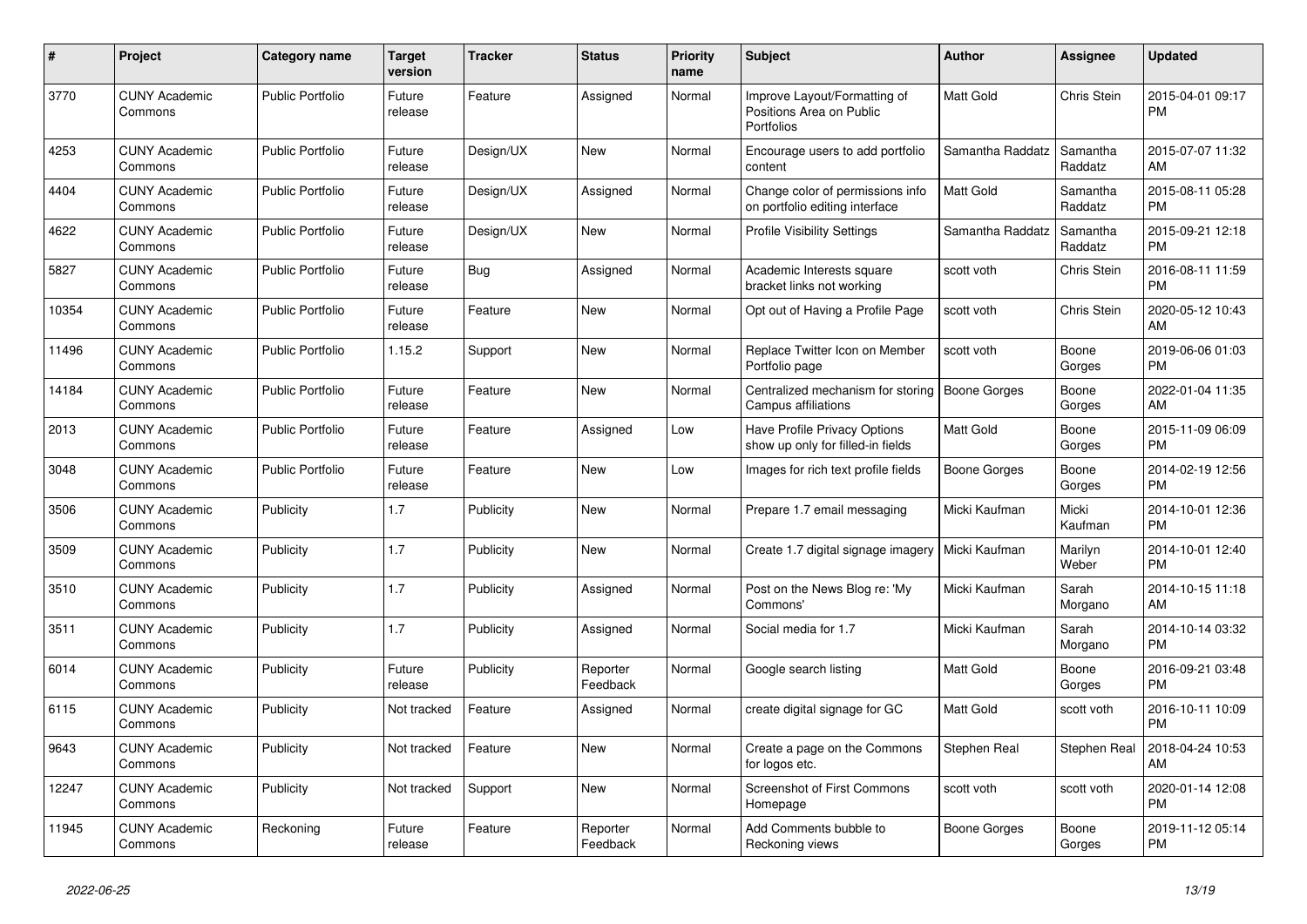| # | Project | Category name | Target version | Tracker | Status | Priority name | Subject | Author | Assignee | Updated |
|---|---|---|---|---|---|---|---|---|---|---|
| 3770 | CUNY Academic Commons | Public Portfolio | Future release | Feature | Assigned | Normal | Improve Layout/Formatting of Positions Area on Public Portfolios | Matt Gold | Chris Stein | 2015-04-01 09:17 PM |
| 4253 | CUNY Academic Commons | Public Portfolio | Future release | Design/UX | New | Normal | Encourage users to add portfolio content | Samantha Raddatz | Samantha Raddatz | 2015-07-07 11:32 AM |
| 4404 | CUNY Academic Commons | Public Portfolio | Future release | Design/UX | Assigned | Normal | Change color of permissions info on portfolio editing interface | Matt Gold | Samantha Raddatz | 2015-08-11 05:28 PM |
| 4622 | CUNY Academic Commons | Public Portfolio | Future release | Design/UX | New | Normal | Profile Visibility Settings | Samantha Raddatz | Samantha Raddatz | 2015-09-21 12:18 PM |
| 5827 | CUNY Academic Commons | Public Portfolio | Future release | Bug | Assigned | Normal | Academic Interests square bracket links not working | scott voth | Chris Stein | 2016-08-11 11:59 PM |
| 10354 | CUNY Academic Commons | Public Portfolio | Future release | Feature | New | Normal | Opt out of Having a Profile Page | scott voth | Chris Stein | 2020-05-12 10:43 AM |
| 11496 | CUNY Academic Commons | Public Portfolio | 1.15.2 | Support | New | Normal | Replace Twitter Icon on Member Portfolio page | scott voth | Boone Gorges | 2019-06-06 01:03 PM |
| 14184 | CUNY Academic Commons | Public Portfolio | Future release | Feature | New | Normal | Centralized mechanism for storing Campus affiliations | Boone Gorges | Boone Gorges | 2022-01-04 11:35 AM |
| 2013 | CUNY Academic Commons | Public Portfolio | Future release | Feature | Assigned | Low | Have Profile Privacy Options show up only for filled-in fields | Matt Gold | Boone Gorges | 2015-11-09 06:09 PM |
| 3048 | CUNY Academic Commons | Public Portfolio | Future release | Feature | New | Low | Images for rich text profile fields | Boone Gorges | Boone Gorges | 2014-02-19 12:56 PM |
| 3506 | CUNY Academic Commons | Publicity | 1.7 | Publicity | New | Normal | Prepare 1.7 email messaging | Micki Kaufman | Micki Kaufman | 2014-10-01 12:36 PM |
| 3509 | CUNY Academic Commons | Publicity | 1.7 | Publicity | New | Normal | Create 1.7 digital signage imagery | Micki Kaufman | Marilyn Weber | 2014-10-01 12:40 PM |
| 3510 | CUNY Academic Commons | Publicity | 1.7 | Publicity | Assigned | Normal | Post on the News Blog re: 'My Commons' | Micki Kaufman | Sarah Morgano | 2014-10-15 11:18 AM |
| 3511 | CUNY Academic Commons | Publicity | 1.7 | Publicity | Assigned | Normal | Social media for 1.7 | Micki Kaufman | Sarah Morgano | 2014-10-14 03:32 PM |
| 6014 | CUNY Academic Commons | Publicity | Future release | Publicity | Reporter Feedback | Normal | Google search listing | Matt Gold | Boone Gorges | 2016-09-21 03:48 PM |
| 6115 | CUNY Academic Commons | Publicity | Not tracked | Feature | Assigned | Normal | create digital signage for GC | Matt Gold | scott voth | 2016-10-11 10:09 PM |
| 9643 | CUNY Academic Commons | Publicity | Not tracked | Feature | New | Normal | Create a page on the Commons for logos etc. | Stephen Real | Stephen Real | 2018-04-24 10:53 AM |
| 12247 | CUNY Academic Commons | Publicity | Not tracked | Support | New | Normal | Screenshot of First Commons Homepage | scott voth | scott voth | 2020-01-14 12:08 PM |
| 11945 | CUNY Academic Commons | Reckoning | Future release | Feature | Reporter Feedback | Normal | Add Comments bubble to Reckoning views | Boone Gorges | Boone Gorges | 2019-11-12 05:14 PM |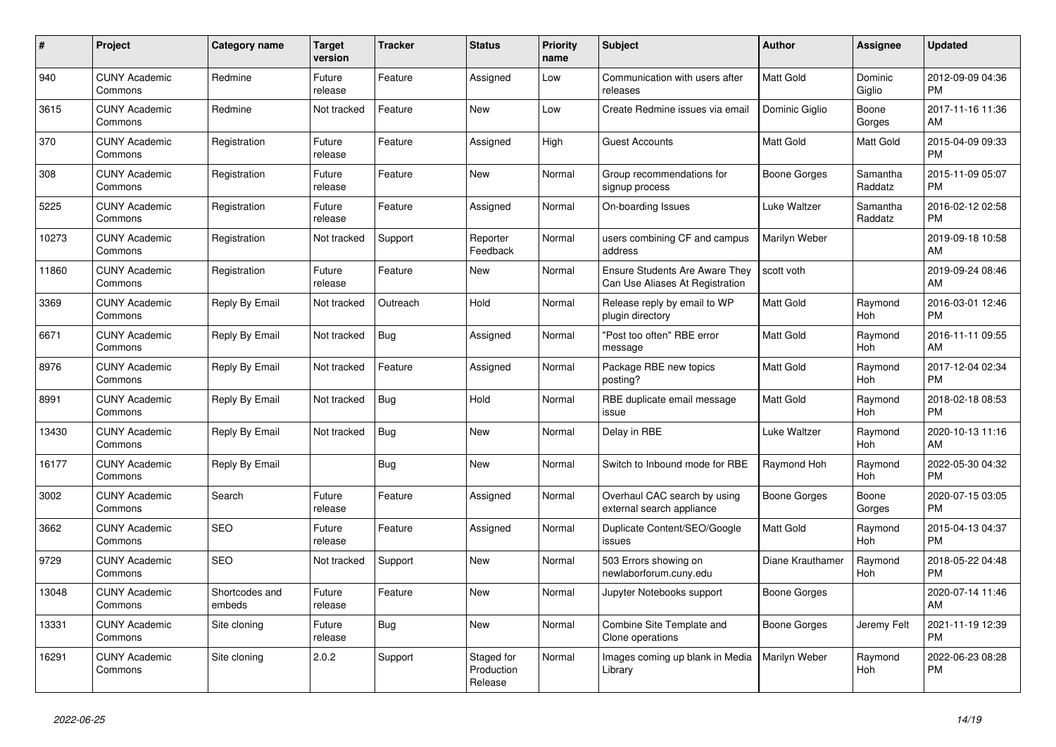| # | Project | Category name | Target version | Tracker | Status | Priority name | Subject | Author | Assignee | Updated |
|---|---|---|---|---|---|---|---|---|---|---|
| 940 | CUNY Academic Commons | Redmine | Future release | Feature | Assigned | Low | Communication with users after releases | Matt Gold | Dominic Giglio | 2012-09-09 04:36 PM |
| 3615 | CUNY Academic Commons | Redmine | Not tracked | Feature | New | Low | Create Redmine issues via email | Dominic Giglio | Boone Gorges | 2017-11-16 11:36 AM |
| 370 | CUNY Academic Commons | Registration | Future release | Feature | Assigned | High | Guest Accounts | Matt Gold | Matt Gold | 2015-04-09 09:33 PM |
| 308 | CUNY Academic Commons | Registration | Future release | Feature | New | Normal | Group recommendations for signup process | Boone Gorges | Samantha Raddatz | 2015-11-09 05:07 PM |
| 5225 | CUNY Academic Commons | Registration | Future release | Feature | Assigned | Normal | On-boarding Issues | Luke Waltzer | Samantha Raddatz | 2016-02-12 02:58 PM |
| 10273 | CUNY Academic Commons | Registration | Not tracked | Support | Reporter Feedback | Normal | users combining CF and campus address | Marilyn Weber | | 2019-09-18 10:58 AM |
| 11860 | CUNY Academic Commons | Registration | Future release | Feature | New | Normal | Ensure Students Are Aware They Can Use Aliases At Registration | scott voth | | 2019-09-24 08:46 AM |
| 3369 | CUNY Academic Commons | Reply By Email | Not tracked | Outreach | Hold | Normal | Release reply by email to WP plugin directory | Matt Gold | Raymond Hoh | 2016-03-01 12:46 PM |
| 6671 | CUNY Academic Commons | Reply By Email | Not tracked | Bug | Assigned | Normal | "Post too often" RBE error message | Matt Gold | Raymond Hoh | 2016-11-11 09:55 AM |
| 8976 | CUNY Academic Commons | Reply By Email | Not tracked | Feature | Assigned | Normal | Package RBE new topics posting? | Matt Gold | Raymond Hoh | 2017-12-04 02:34 PM |
| 8991 | CUNY Academic Commons | Reply By Email | Not tracked | Bug | Hold | Normal | RBE duplicate email message issue | Matt Gold | Raymond Hoh | 2018-02-18 08:53 PM |
| 13430 | CUNY Academic Commons | Reply By Email | Not tracked | Bug | New | Normal | Delay in RBE | Luke Waltzer | Raymond Hoh | 2020-10-13 11:16 AM |
| 16177 | CUNY Academic Commons | Reply By Email | | Bug | New | Normal | Switch to Inbound mode for RBE | Raymond Hoh | Raymond Hoh | 2022-05-30 04:32 PM |
| 3002 | CUNY Academic Commons | Search | Future release | Feature | Assigned | Normal | Overhaul CAC search by using external search appliance | Boone Gorges | Boone Gorges | 2020-07-15 03:05 PM |
| 3662 | CUNY Academic Commons | SEO | Future release | Feature | Assigned | Normal | Duplicate Content/SEO/Google issues | Matt Gold | Raymond Hoh | 2015-04-13 04:37 PM |
| 9729 | CUNY Academic Commons | SEO | Not tracked | Support | New | Normal | 503 Errors showing on newlaborforum.cuny.edu | Diane Krauthamer | Raymond Hoh | 2018-05-22 04:48 PM |
| 13048 | CUNY Academic Commons | Shortcodes and embeds | Future release | Feature | New | Normal | Jupyter Notebooks support | Boone Gorges | | 2020-07-14 11:46 AM |
| 13331 | CUNY Academic Commons | Site cloning | Future release | Bug | New | Normal | Combine Site Template and Clone operations | Boone Gorges | Jeremy Felt | 2021-11-19 12:39 PM |
| 16291 | CUNY Academic Commons | Site cloning | 2.0.2 | Support | Staged for Production Release | Normal | Images coming up blank in Media Library | Marilyn Weber | Raymond Hoh | 2022-06-23 08:28 PM |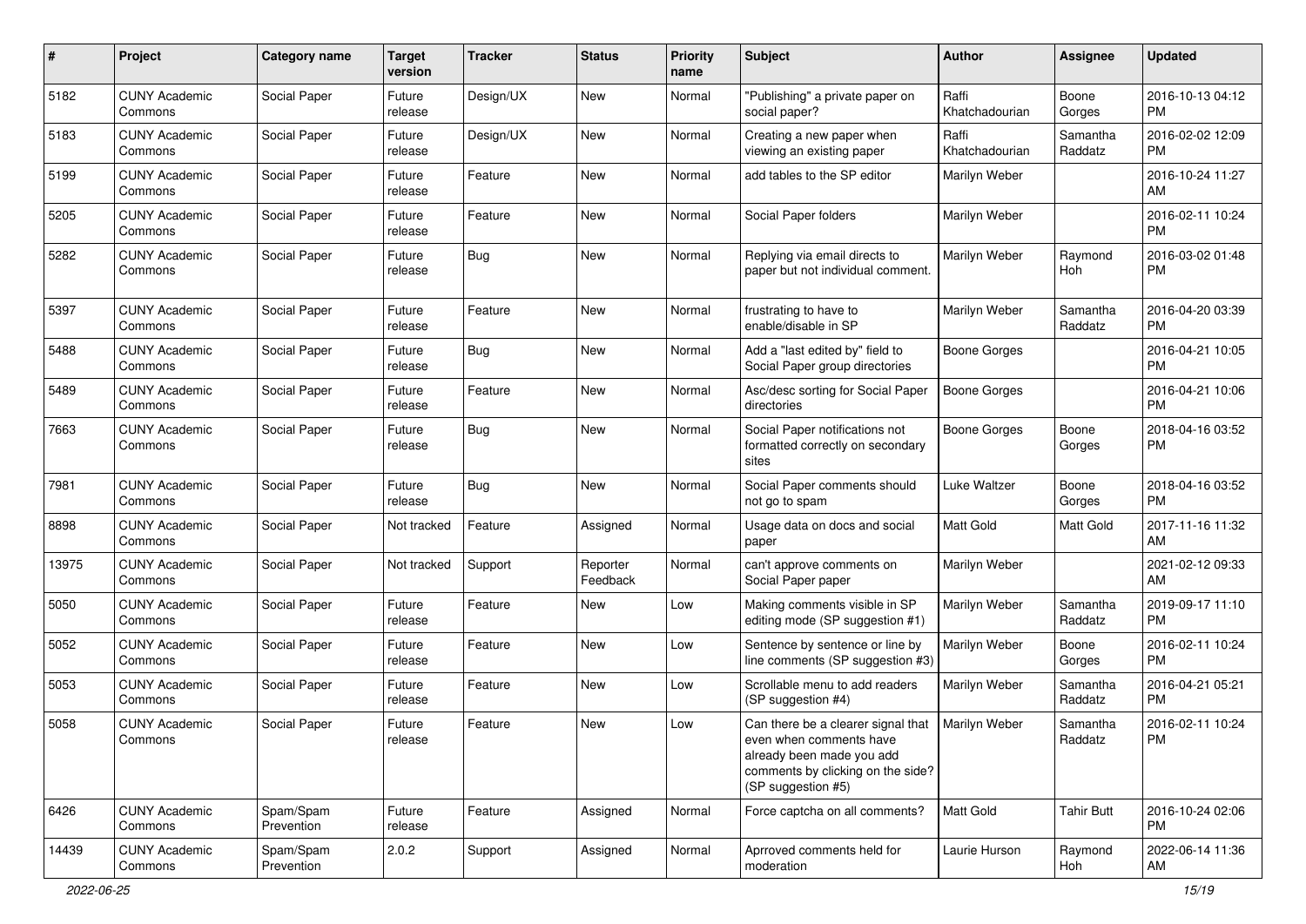| # | Project | Category name | Target version | Tracker | Status | Priority name | Subject | Author | Assignee | Updated |
|---|---|---|---|---|---|---|---|---|---|---|
| 5182 | CUNY Academic Commons | Social Paper | Future release | Design/UX | New | Normal | "Publishing" a private paper on social paper? | Raffi Khatchadourian | Boone Gorges | 2016-10-13 04:12 PM |
| 5183 | CUNY Academic Commons | Social Paper | Future release | Design/UX | New | Normal | Creating a new paper when viewing an existing paper | Raffi Khatchadourian | Samantha Raddatz | 2016-02-02 12:09 PM |
| 5199 | CUNY Academic Commons | Social Paper | Future release | Feature | New | Normal | add tables to the SP editor | Marilyn Weber | | 2016-10-24 11:27 AM |
| 5205 | CUNY Academic Commons | Social Paper | Future release | Feature | New | Normal | Social Paper folders | Marilyn Weber | | 2016-02-11 10:24 PM |
| 5282 | CUNY Academic Commons | Social Paper | Future release | Bug | New | Normal | Replying via email directs to paper but not individual comment. | Marilyn Weber | Raymond Hoh | 2016-03-02 01:48 PM |
| 5397 | CUNY Academic Commons | Social Paper | Future release | Feature | New | Normal | frustrating to have to enable/disable in SP | Marilyn Weber | Samantha Raddatz | 2016-04-20 03:39 PM |
| 5488 | CUNY Academic Commons | Social Paper | Future release | Bug | New | Normal | Add a "last edited by" field to Social Paper group directories | Boone Gorges | | 2016-04-21 10:05 PM |
| 5489 | CUNY Academic Commons | Social Paper | Future release | Feature | New | Normal | Asc/desc sorting for Social Paper directories | Boone Gorges | | 2016-04-21 10:06 PM |
| 7663 | CUNY Academic Commons | Social Paper | Future release | Bug | New | Normal | Social Paper notifications not formatted correctly on secondary sites | Boone Gorges | Boone Gorges | 2018-04-16 03:52 PM |
| 7981 | CUNY Academic Commons | Social Paper | Future release | Bug | New | Normal | Social Paper comments should not go to spam | Luke Waltzer | Boone Gorges | 2018-04-16 03:52 PM |
| 8898 | CUNY Academic Commons | Social Paper | Not tracked | Feature | Assigned | Normal | Usage data on docs and social paper | Matt Gold | Matt Gold | 2017-11-16 11:32 AM |
| 13975 | CUNY Academic Commons | Social Paper | Not tracked | Support | Reporter Feedback | Normal | can't approve comments on Social Paper paper | Marilyn Weber | | 2021-02-12 09:33 AM |
| 5050 | CUNY Academic Commons | Social Paper | Future release | Feature | New | Low | Making comments visible in SP editing mode (SP suggestion #1) | Marilyn Weber | Samantha Raddatz | 2019-09-17 11:10 PM |
| 5052 | CUNY Academic Commons | Social Paper | Future release | Feature | New | Low | Sentence by sentence or line by line comments (SP suggestion #3) | Marilyn Weber | Boone Gorges | 2016-02-11 10:24 PM |
| 5053 | CUNY Academic Commons | Social Paper | Future release | Feature | New | Low | Scrollable menu to add readers (SP suggestion #4) | Marilyn Weber | Samantha Raddatz | 2016-04-21 05:21 PM |
| 5058 | CUNY Academic Commons | Social Paper | Future release | Feature | New | Low | Can there be a clearer signal that even when comments have already been made you add comments by clicking on the side? (SP suggestion #5) | Marilyn Weber | Samantha Raddatz | 2016-02-11 10:24 PM |
| 6426 | CUNY Academic Commons | Spam/Spam Prevention | Future release | Feature | Assigned | Normal | Force captcha on all comments? | Matt Gold | Tahir Butt | 2016-10-24 02:06 PM |
| 14439 | CUNY Academic Commons | Spam/Spam Prevention | 2.0.2 | Support | Assigned | Normal | Aprroved comments held for moderation | Laurie Hurson | Raymond Hoh | 2022-06-14 11:36 AM |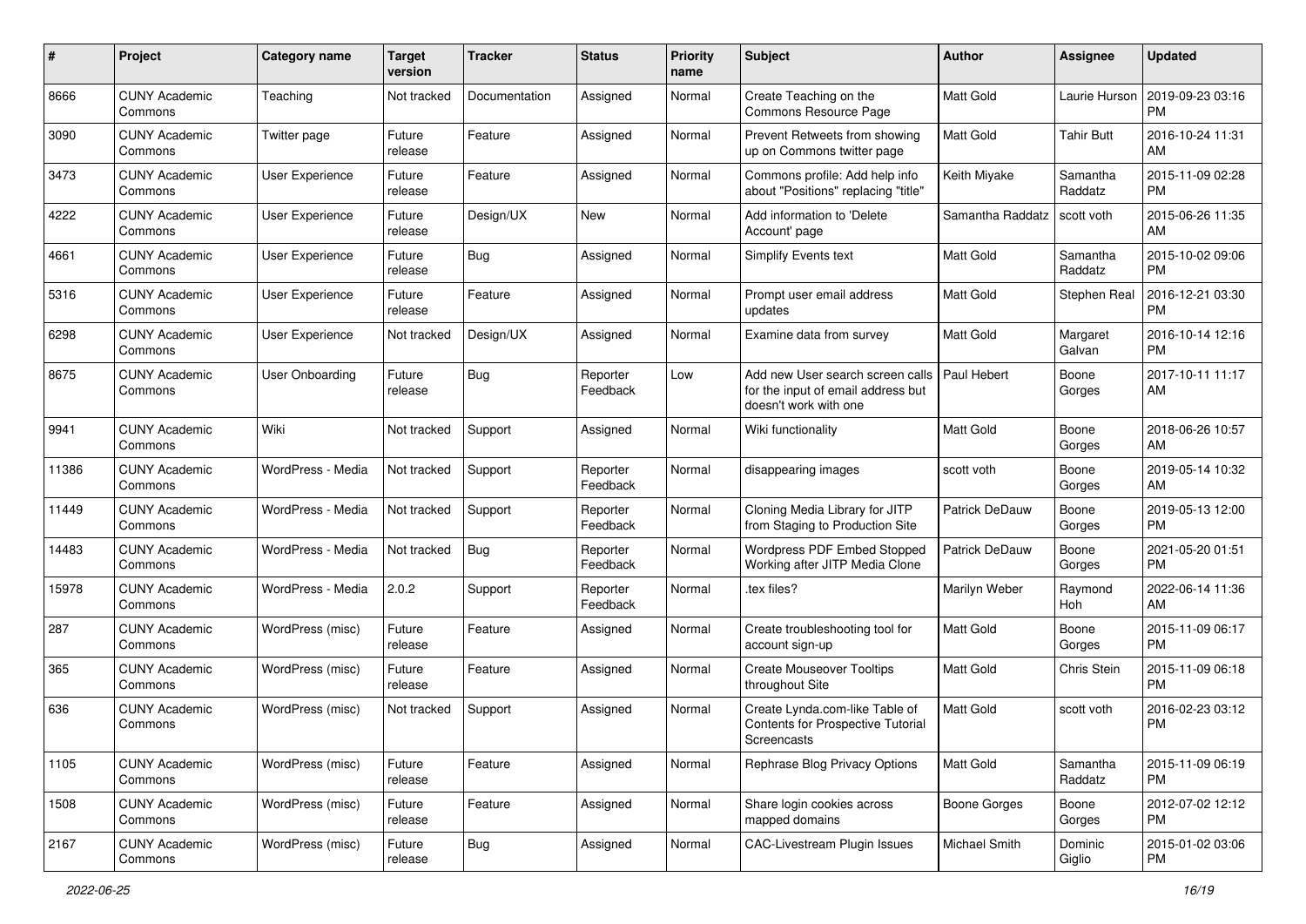| # | Project | Category name | Target version | Tracker | Status | Priority name | Subject | Author | Assignee | Updated |
|---|---|---|---|---|---|---|---|---|---|---|
| 8666 | CUNY Academic Commons | Teaching | Not tracked | Documentation | Assigned | Normal | Create Teaching on the Commons Resource Page | Matt Gold | Laurie Hurson | 2019-09-23 03:16 PM |
| 3090 | CUNY Academic Commons | Twitter page | Future release | Feature | Assigned | Normal | Prevent Retweets from showing up on Commons twitter page | Matt Gold | Tahir Butt | 2016-10-24 11:31 AM |
| 3473 | CUNY Academic Commons | User Experience | Future release | Feature | Assigned | Normal | Commons profile: Add help info about "Positions" replacing "title" | Keith Miyake | Samantha Raddatz | 2015-11-09 02:28 PM |
| 4222 | CUNY Academic Commons | User Experience | Future release | Design/UX | New | Normal | Add information to 'Delete Account' page | Samantha Raddatz | scott voth | 2015-06-26 11:35 AM |
| 4661 | CUNY Academic Commons | User Experience | Future release | Bug | Assigned | Normal | Simplify Events text | Matt Gold | Samantha Raddatz | 2015-10-02 09:06 PM |
| 5316 | CUNY Academic Commons | User Experience | Future release | Feature | Assigned | Normal | Prompt user email address updates | Matt Gold | Stephen Real | 2016-12-21 03:30 PM |
| 6298 | CUNY Academic Commons | User Experience | Not tracked | Design/UX | Assigned | Normal | Examine data from survey | Matt Gold | Margaret Galvan | 2016-10-14 12:16 PM |
| 8675 | CUNY Academic Commons | User Onboarding | Future release | Bug | Reporter Feedback | Low | Add new User search screen calls for the input of email address but doesn't work with one | Paul Hebert | Boone Gorges | 2017-10-11 11:17 AM |
| 9941 | CUNY Academic Commons | Wiki | Not tracked | Support | Assigned | Normal | Wiki functionality | Matt Gold | Boone Gorges | 2018-06-26 10:57 AM |
| 11386 | CUNY Academic Commons | WordPress - Media | Not tracked | Support | Reporter Feedback | Normal | disappearing images | scott voth | Boone Gorges | 2019-05-14 10:32 AM |
| 11449 | CUNY Academic Commons | WordPress - Media | Not tracked | Support | Reporter Feedback | Normal | Cloning Media Library for JITP from Staging to Production Site | Patrick DeDauw | Boone Gorges | 2019-05-13 12:00 PM |
| 14483 | CUNY Academic Commons | WordPress - Media | Not tracked | Bug | Reporter Feedback | Normal | Wordpress PDF Embed Stopped Working after JITP Media Clone | Patrick DeDauw | Boone Gorges | 2021-05-20 01:51 PM |
| 15978 | CUNY Academic Commons | WordPress - Media | 2.0.2 | Support | Reporter Feedback | Normal | .tex files? | Marilyn Weber | Raymond Hoh | 2022-06-14 11:36 AM |
| 287 | CUNY Academic Commons | WordPress (misc) | Future release | Feature | Assigned | Normal | Create troubleshooting tool for account sign-up | Matt Gold | Boone Gorges | 2015-11-09 06:17 PM |
| 365 | CUNY Academic Commons | WordPress (misc) | Future release | Feature | Assigned | Normal | Create Mouseover Tooltips throughout Site | Matt Gold | Chris Stein | 2015-11-09 06:18 PM |
| 636 | CUNY Academic Commons | WordPress (misc) | Not tracked | Support | Assigned | Normal | Create Lynda.com-like Table of Contents for Prospective Tutorial Screencasts | Matt Gold | scott voth | 2016-02-23 03:12 PM |
| 1105 | CUNY Academic Commons | WordPress (misc) | Future release | Feature | Assigned | Normal | Rephrase Blog Privacy Options | Matt Gold | Samantha Raddatz | 2015-11-09 06:19 PM |
| 1508 | CUNY Academic Commons | WordPress (misc) | Future release | Feature | Assigned | Normal | Share login cookies across mapped domains | Boone Gorges | Boone Gorges | 2012-07-02 12:12 PM |
| 2167 | CUNY Academic Commons | WordPress (misc) | Future release | Bug | Assigned | Normal | CAC-Livestream Plugin Issues | Michael Smith | Dominic Giglio | 2015-01-02 03:06 PM |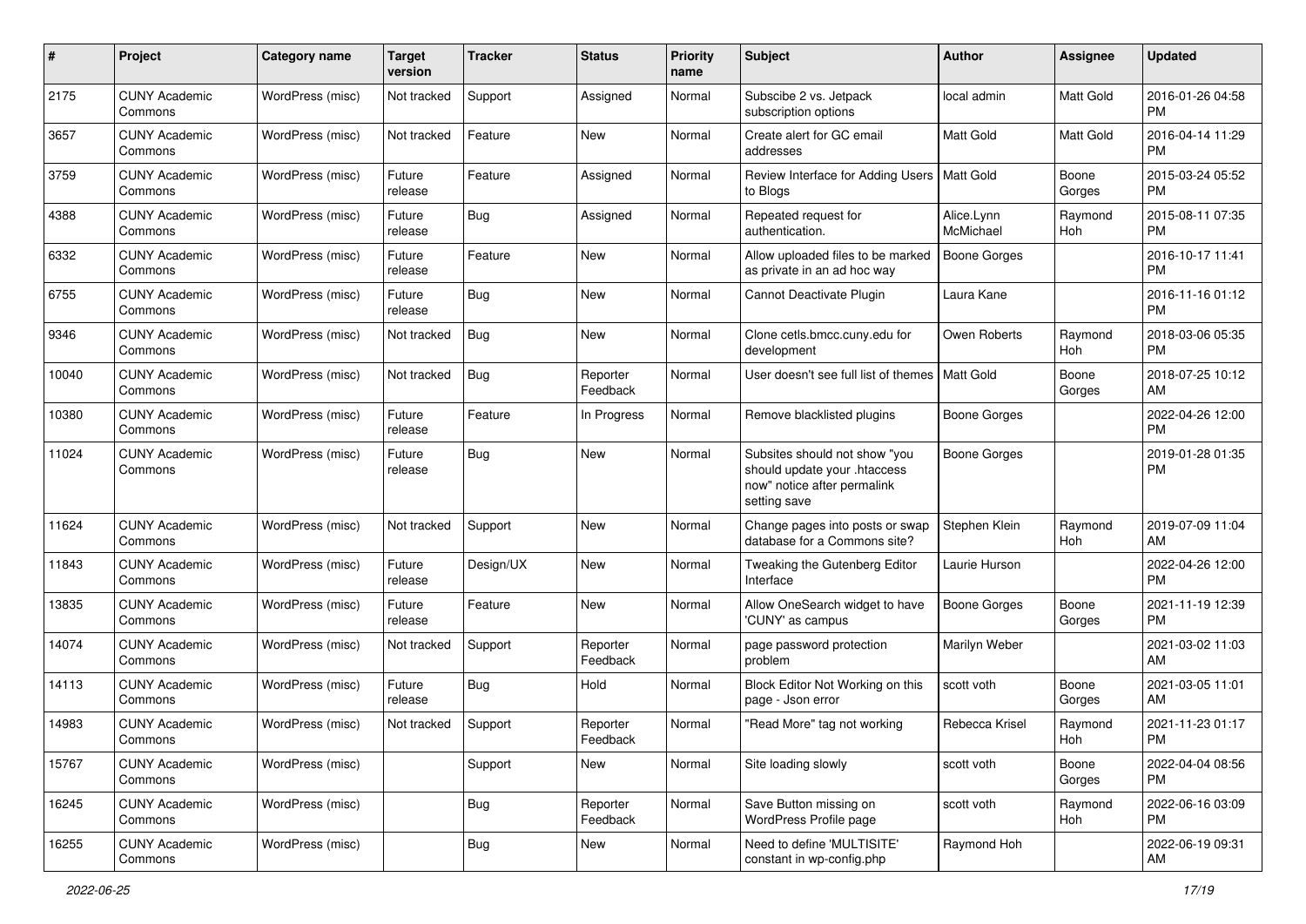| # | Project | Category name | Target version | Tracker | Status | Priority name | Subject | Author | Assignee | Updated |
|---|---|---|---|---|---|---|---|---|---|---|
| 2175 | CUNY Academic Commons | WordPress (misc) | Not tracked | Support | Assigned | Normal | Subscibe 2 vs. Jetpack subscription options | local admin | Matt Gold | 2016-01-26 04:58 PM |
| 3657 | CUNY Academic Commons | WordPress (misc) | Not tracked | Feature | New | Normal | Create alert for GC email addresses | Matt Gold | Matt Gold | 2016-04-14 11:29 PM |
| 3759 | CUNY Academic Commons | WordPress (misc) | Future release | Feature | Assigned | Normal | Review Interface for Adding Users to Blogs | Matt Gold | Boone Gorges | 2015-03-24 05:52 PM |
| 4388 | CUNY Academic Commons | WordPress (misc) | Future release | Bug | Assigned | Normal | Repeated request for authentication. | Alice.Lynn McMichael | Raymond Hoh | 2015-08-11 07:35 PM |
| 6332 | CUNY Academic Commons | WordPress (misc) | Future release | Feature | New | Normal | Allow uploaded files to be marked as private in an ad hoc way | Boone Gorges | | 2016-10-17 11:41 PM |
| 6755 | CUNY Academic Commons | WordPress (misc) | Future release | Bug | New | Normal | Cannot Deactivate Plugin | Laura Kane | | 2016-11-16 01:12 PM |
| 9346 | CUNY Academic Commons | WordPress (misc) | Not tracked | Bug | New | Normal | Clone cetls.bmcc.cuny.edu for development | Owen Roberts | Raymond Hoh | 2018-03-06 05:35 PM |
| 10040 | CUNY Academic Commons | WordPress (misc) | Not tracked | Bug | Reporter Feedback | Normal | User doesn't see full list of themes | Matt Gold | Boone Gorges | 2018-07-25 10:12 AM |
| 10380 | CUNY Academic Commons | WordPress (misc) | Future release | Feature | In Progress | Normal | Remove blacklisted plugins | Boone Gorges | | 2022-04-26 12:00 PM |
| 11024 | CUNY Academic Commons | WordPress (misc) | Future release | Bug | New | Normal | Subsites should not show "you should update your .htaccess now" notice after permalink setting save | Boone Gorges | | 2019-01-28 01:35 PM |
| 11624 | CUNY Academic Commons | WordPress (misc) | Not tracked | Support | New | Normal | Change pages into posts or swap database for a Commons site? | Stephen Klein | Raymond Hoh | 2019-07-09 11:04 AM |
| 11843 | CUNY Academic Commons | WordPress (misc) | Future release | Design/UX | New | Normal | Tweaking the Gutenberg Editor Interface | Laurie Hurson | | 2022-04-26 12:00 PM |
| 13835 | CUNY Academic Commons | WordPress (misc) | Future release | Feature | New | Normal | Allow OneSearch widget to have 'CUNY' as campus | Boone Gorges | Boone Gorges | 2021-11-19 12:39 PM |
| 14074 | CUNY Academic Commons | WordPress (misc) | Not tracked | Support | Reporter Feedback | Normal | page password protection problem | Marilyn Weber | | 2021-03-02 11:03 AM |
| 14113 | CUNY Academic Commons | WordPress (misc) | Future release | Bug | Hold | Normal | Block Editor Not Working on this page - Json error | scott voth | Boone Gorges | 2021-03-05 11:01 AM |
| 14983 | CUNY Academic Commons | WordPress (misc) | Not tracked | Support | Reporter Feedback | Normal | "Read More" tag not working | Rebecca Krisel | Raymond Hoh | 2021-11-23 01:17 PM |
| 15767 | CUNY Academic Commons | WordPress (misc) | | Support | New | Normal | Site loading slowly | scott voth | Boone Gorges | 2022-04-04 08:56 PM |
| 16245 | CUNY Academic Commons | WordPress (misc) | | Bug | Reporter Feedback | Normal | Save Button missing on WordPress Profile page | scott voth | Raymond Hoh | 2022-06-16 03:09 PM |
| 16255 | CUNY Academic Commons | WordPress (misc) | | Bug | New | Normal | Need to define 'MULTISITE' constant in wp-config.php | Raymond Hoh | | 2022-06-19 09:31 AM |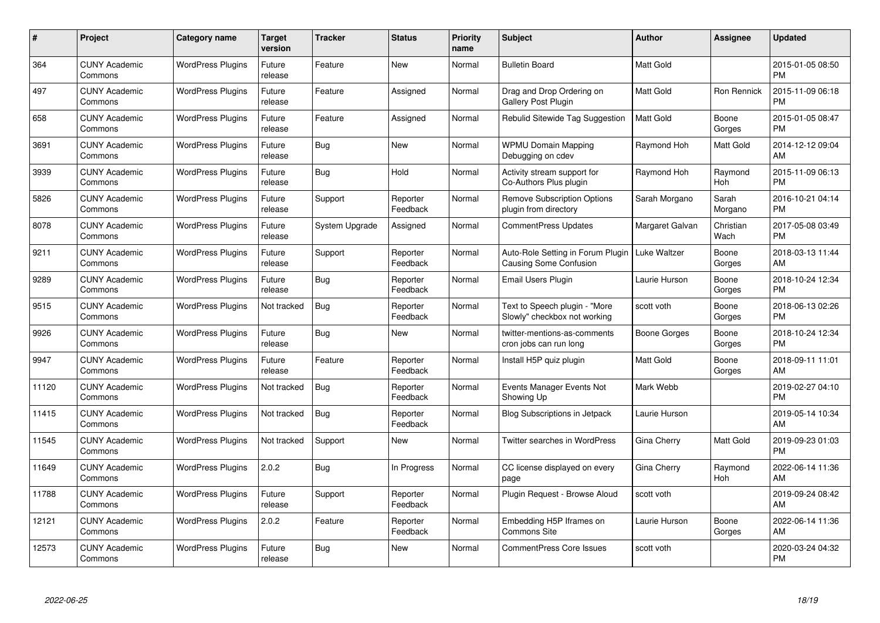| # | Project | Category name | Target version | Tracker | Status | Priority name | Subject | Author | Assignee | Updated |
|---|---|---|---|---|---|---|---|---|---|---|
| 364 | CUNY Academic Commons | WordPress Plugins | Future release | Feature | New | Normal | Bulletin Board | Matt Gold | | 2015-01-05 08:50 PM |
| 497 | CUNY Academic Commons | WordPress Plugins | Future release | Feature | Assigned | Normal | Drag and Drop Ordering on Gallery Post Plugin | Matt Gold | Ron Rennick | 2015-11-09 06:18 PM |
| 658 | CUNY Academic Commons | WordPress Plugins | Future release | Feature | Assigned | Normal | Rebulid Sitewide Tag Suggestion | Matt Gold | Boone Gorges | 2015-01-05 08:47 PM |
| 3691 | CUNY Academic Commons | WordPress Plugins | Future release | Bug | New | Normal | WPMU Domain Mapping Debugging on cdev | Raymond Hoh | Matt Gold | 2014-12-12 09:04 AM |
| 3939 | CUNY Academic Commons | WordPress Plugins | Future release | Bug | Hold | Normal | Activity stream support for Co-Authors Plus plugin | Raymond Hoh | Raymond Hoh | 2015-11-09 06:13 PM |
| 5826 | CUNY Academic Commons | WordPress Plugins | Future release | Support | Reporter Feedback | Normal | Remove Subscription Options plugin from directory | Sarah Morgano | Sarah Morgano | 2016-10-21 04:14 PM |
| 8078 | CUNY Academic Commons | WordPress Plugins | Future release | System Upgrade | Assigned | Normal | CommentPress Updates | Margaret Galvan | Christian Wach | 2017-05-08 03:49 PM |
| 9211 | CUNY Academic Commons | WordPress Plugins | Future release | Support | Reporter Feedback | Normal | Auto-Role Setting in Forum Plugin Causing Some Confusion | Luke Waltzer | Boone Gorges | 2018-03-13 11:44 AM |
| 9289 | CUNY Academic Commons | WordPress Plugins | Future release | Bug | Reporter Feedback | Normal | Email Users Plugin | Laurie Hurson | Boone Gorges | 2018-10-24 12:34 PM |
| 9515 | CUNY Academic Commons | WordPress Plugins | Not tracked | Bug | Reporter Feedback | Normal | Text to Speech plugin - "More Slowly" checkbox not working | scott voth | Boone Gorges | 2018-06-13 02:26 PM |
| 9926 | CUNY Academic Commons | WordPress Plugins | Future release | Bug | New | Normal | twitter-mentions-as-comments cron jobs can run long | Boone Gorges | Boone Gorges | 2018-10-24 12:34 PM |
| 9947 | CUNY Academic Commons | WordPress Plugins | Future release | Feature | Reporter Feedback | Normal | Install H5P quiz plugin | Matt Gold | Boone Gorges | 2018-09-11 11:01 AM |
| 11120 | CUNY Academic Commons | WordPress Plugins | Not tracked | Bug | Reporter Feedback | Normal | Events Manager Events Not Showing Up | Mark Webb | | 2019-02-27 04:10 PM |
| 11415 | CUNY Academic Commons | WordPress Plugins | Not tracked | Bug | Reporter Feedback | Normal | Blog Subscriptions in Jetpack | Laurie Hurson | | 2019-05-14 10:34 AM |
| 11545 | CUNY Academic Commons | WordPress Plugins | Not tracked | Support | New | Normal | Twitter searches in WordPress | Gina Cherry | Matt Gold | 2019-09-23 01:03 PM |
| 11649 | CUNY Academic Commons | WordPress Plugins | 2.0.2 | Bug | In Progress | Normal | CC license displayed on every page | Gina Cherry | Raymond Hoh | 2022-06-14 11:36 AM |
| 11788 | CUNY Academic Commons | WordPress Plugins | Future release | Support | Reporter Feedback | Normal | Plugin Request - Browse Aloud | scott voth | | 2019-09-24 08:42 AM |
| 12121 | CUNY Academic Commons | WordPress Plugins | 2.0.2 | Feature | Reporter Feedback | Normal | Embedding H5P Iframes on Commons Site | Laurie Hurson | Boone Gorges | 2022-06-14 11:36 AM |
| 12573 | CUNY Academic Commons | WordPress Plugins | Future release | Bug | New | Normal | CommentPress Core Issues | scott voth | | 2020-03-24 04:32 PM |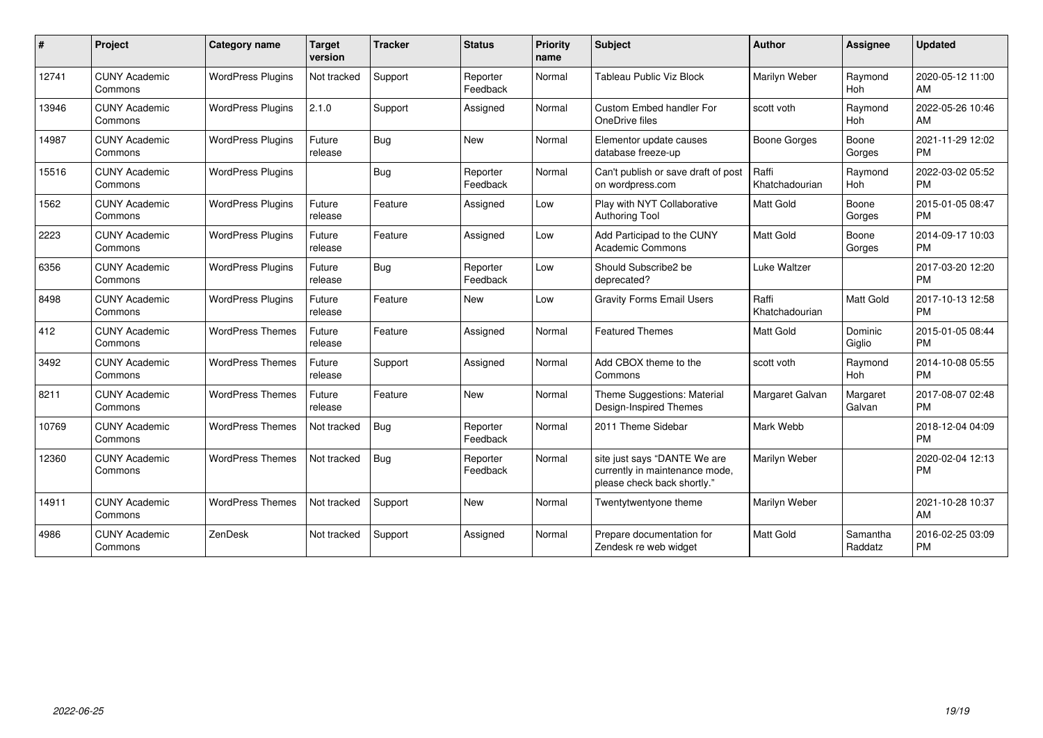| # | Project | Category name | Target version | Tracker | Status | Priority name | Subject | Author | Assignee | Updated |
|---|---|---|---|---|---|---|---|---|---|---|
| 12741 | CUNY Academic Commons | WordPress Plugins | Not tracked | Support | Reporter Feedback | Normal | Tableau Public Viz Block | Marilyn Weber | Raymond Hoh | 2020-05-12 11:00 AM |
| 13946 | CUNY Academic Commons | WordPress Plugins | 2.1.0 | Support | Assigned | Normal | Custom Embed handler For OneDrive files | scott voth | Raymond Hoh | 2022-05-26 10:46 AM |
| 14987 | CUNY Academic Commons | WordPress Plugins | Future release | Bug | New | Normal | Elementor update causes database freeze-up | Boone Gorges | Boone Gorges | 2021-11-29 12:02 PM |
| 15516 | CUNY Academic Commons | WordPress Plugins | | Bug | Reporter Feedback | Normal | Can't publish or save draft of post on wordpress.com | Raffi Khatchadourian | Raymond Hoh | 2022-03-02 05:52 PM |
| 1562 | CUNY Academic Commons | WordPress Plugins | Future release | Feature | Assigned | Low | Play with NYT Collaborative Authoring Tool | Matt Gold | Boone Gorges | 2015-01-05 08:47 PM |
| 2223 | CUNY Academic Commons | WordPress Plugins | Future release | Feature | Assigned | Low | Add Participad to the CUNY Academic Commons | Matt Gold | Boone Gorges | 2014-09-17 10:03 PM |
| 6356 | CUNY Academic Commons | WordPress Plugins | Future release | Bug | Reporter Feedback | Low | Should Subscribe2 be deprecated? | Luke Waltzer | | 2017-03-20 12:20 PM |
| 8498 | CUNY Academic Commons | WordPress Plugins | Future release | Feature | New | Low | Gravity Forms Email Users | Raffi Khatchadourian | Matt Gold | 2017-10-13 12:58 PM |
| 412 | CUNY Academic Commons | WordPress Themes | Future release | Feature | Assigned | Normal | Featured Themes | Matt Gold | Dominic Giglio | 2015-01-05 08:44 PM |
| 3492 | CUNY Academic Commons | WordPress Themes | Future release | Support | Assigned | Normal | Add CBOX theme to the Commons | scott voth | Raymond Hoh | 2014-10-08 05:55 PM |
| 8211 | CUNY Academic Commons | WordPress Themes | Future release | Feature | New | Normal | Theme Suggestions: Material Design-Inspired Themes | Margaret Galvan | Margaret Galvan | 2017-08-07 02:48 PM |
| 10769 | CUNY Academic Commons | WordPress Themes | Not tracked | Bug | Reporter Feedback | Normal | 2011 Theme Sidebar | Mark Webb | | 2018-12-04 04:09 PM |
| 12360 | CUNY Academic Commons | WordPress Themes | Not tracked | Bug | Reporter Feedback | Normal | site just says "DANTE We are currently in maintenance mode, please check back shortly." | Marilyn Weber | | 2020-02-04 12:13 PM |
| 14911 | CUNY Academic Commons | WordPress Themes | Not tracked | Support | New | Normal | Twentytwentyone theme | Marilyn Weber | | 2021-10-28 10:37 AM |
| 4986 | CUNY Academic Commons | ZenDesk | Not tracked | Support | Assigned | Normal | Prepare documentation for Zendesk re web widget | Matt Gold | Samantha Raddatz | 2016-02-25 03:09 PM |